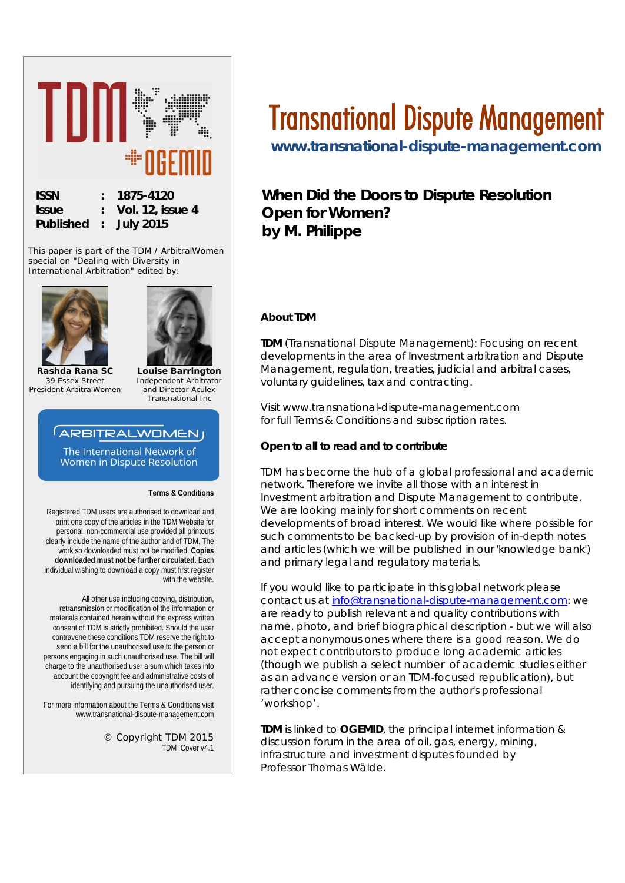# Transnational Dispute Management

**www.transnational-dispute-management.com**

| | | |
|---|---|---|
| **ISSN** | **:** | **1875-4120** |
| **Issue** | **:** | **Vol. 12, issue 4** |
| **Published** | **:** | **July 2015** |

This paper is part of the TDM / ArbitralWomen special on "Dealing with Diversity in International Arbitration" edited by:

**Rashda Rana SC**
39 Essex Street
President ArbitralWomen

**Louise Barrington**
Independent Arbitrator
and Director Aculex
Transnational Inc

ARBITRALWOMEN
The International Network of Women in Dispute Resolution

## When Did the Doors to Dispute Resolution Open for Women?
## by M. Philippe

### About TDM

**TDM** (Transnational Dispute Management): Focusing on recent developments in the area of Investment arbitration and Dispute Management, regulation, treaties, judicial and arbitral cases, voluntary guidelines, tax and contracting.

Visit www.transnational-dispute-management.com for full Terms & Conditions and subscription rates.

### Open to all to read and to contribute

TDM has become the hub of a global professional and academic network. Therefore we invite all those with an interest in Investment arbitration and Dispute Management to contribute. We are looking mainly for short comments on recent developments of broad interest. We would like where possible for such comments to be backed-up by provision of in-depth notes and articles (which we will be published in our 'knowledge bank') and primary legal and regulatory materials.

If you would like to participate in this global network please contact us at info@transnational-dispute-management.com: we are ready to publish relevant and quality contributions with name, photo, and brief biographical description - but we will also accept anonymous ones where there is a good reason. We do not expect contributors to produce long academic articles (though we publish a select number of academic studies either as an advance version or an TDM-focused republication), but rather concise comments from the author's professional 'workshop'.

**TDM** is linked to **OGEMID**, the principal internet information & discussion forum in the area of oil, gas, energy, mining, infrastructure and investment disputes founded by Professor Thomas Wälde.

#### Terms & Conditions

Registered TDM users are authorised to download and print one copy of the articles in the TDM Website for personal, non-commercial use provided all printouts clearly include the name of the author and of TDM. The work so downloaded must not be modified. **Copies downloaded must not be further circulated.** Each individual wishing to download a copy must first register with the website.

All other use including copying, distribution, retransmission or modification of the information or materials contained herein without the express written consent of TDM is strictly prohibited. Should the user contravene these conditions TDM reserve the right to send a bill for the unauthorised use to the person or persons engaging in such unauthorised use. The bill will charge to the unauthorised user a sum which takes into account the copyright fee and administrative costs of identifying and pursuing the unauthorised user.

For more information about the Terms & Conditions visit www.transnational-dispute-management.com

© Copyright TDM 2015
TDM Cover v4.1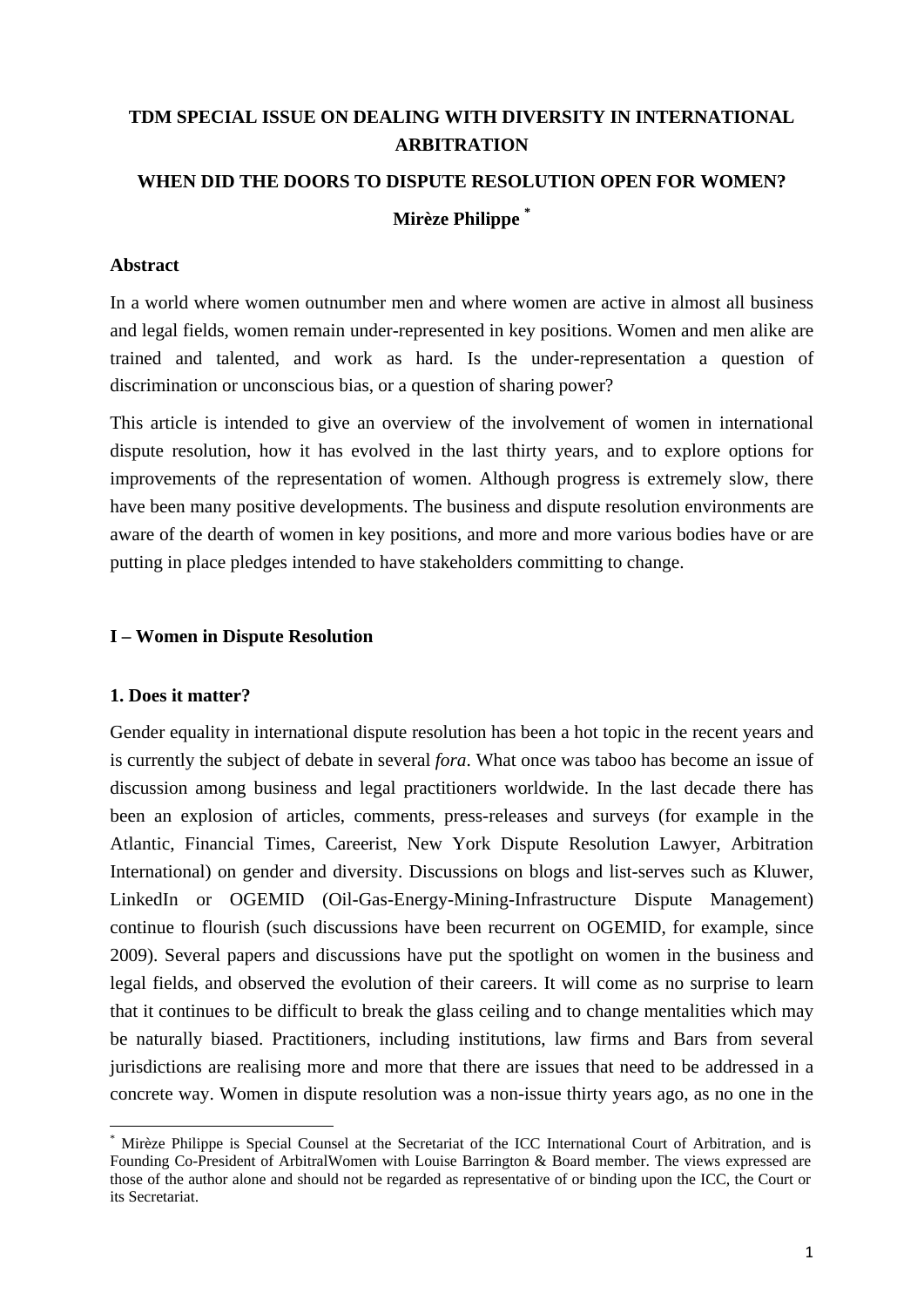# TDM SPECIAL ISSUE ON DEALING WITH DIVERSITY IN INTERNATIONAL ARBITRATION

## WHEN DID THE DOORS TO DISPUTE RESOLUTION OPEN FOR WOMEN?

**Mirèze Philippe** [*]

### Abstract

In a world where women outnumber men and where women are active in almost all business and legal fields, women remain under-represented in key positions. Women and men alike are trained and talented, and work as hard. Is the under-representation a question of discrimination or unconscious bias, or a question of sharing power?

This article is intended to give an overview of the involvement of women in international dispute resolution, how it has evolved in the last thirty years, and to explore options for improvements of the representation of women. Although progress is extremely slow, there have been many positive developments. The business and dispute resolution environments are aware of the dearth of women in key positions, and more and more various bodies have or are putting in place pledges intended to have stakeholders committing to change.

### I – Women in Dispute Resolution

#### 1. Does it matter?

Gender equality in international dispute resolution has been a hot topic in the recent years and is currently the subject of debate in several *fora*. What once was taboo has become an issue of discussion among business and legal practitioners worldwide. In the last decade there has been an explosion of articles, comments, press-releases and surveys (for example in the Atlantic, Financial Times, Careerist, New York Dispute Resolution Lawyer, Arbitration International) on gender and diversity. Discussions on blogs and list-serves such as Kluwer, LinkedIn or OGEMID (Oil-Gas-Energy-Mining-Infrastructure Dispute Management) continue to flourish (such discussions have been recurrent on OGEMID, for example, since 2009). Several papers and discussions have put the spotlight on women in the business and legal fields, and observed the evolution of their careers. It will come as no surprise to learn that it continues to be difficult to break the glass ceiling and to change mentalities which may be naturally biased. Practitioners, including institutions, law firms and Bars from several jurisdictions are realising more and more that there are issues that need to be addressed in a concrete way. Women in dispute resolution was a non-issue thirty years ago, as no one in the

---

[*] Mirèze Philippe is Special Counsel at the Secretariat of the ICC International Court of Arbitration, and is Founding Co-President of ArbitralWomen with Louise Barrington & Board member. The views expressed are those of the author alone and should not be regarded as representative of or binding upon the ICC, the Court or its Secretariat.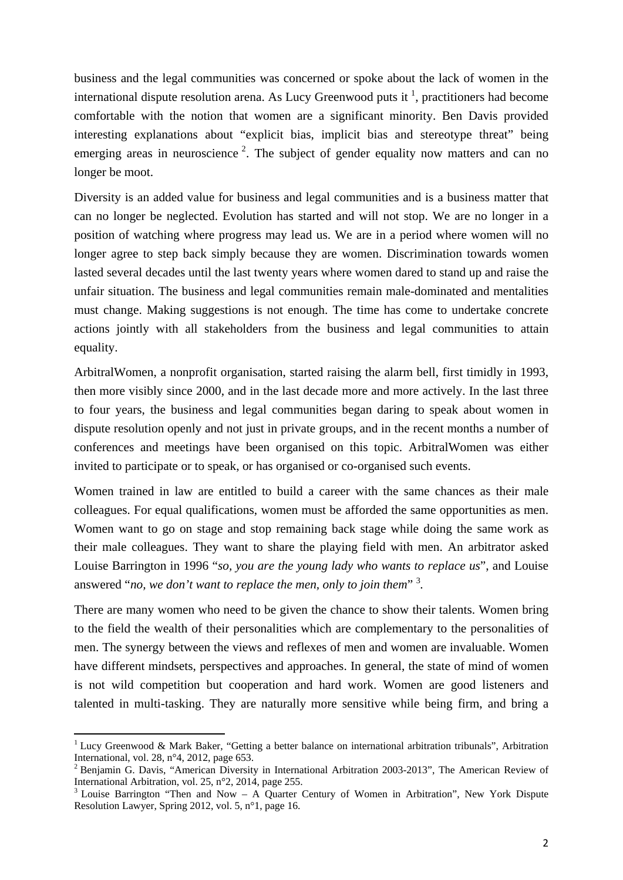business and the legal communities was concerned or spoke about the lack of women in the international dispute resolution arena. As Lucy Greenwood puts it [1], practitioners had become comfortable with the notion that women are a significant minority. Ben Davis provided interesting explanations about "explicit bias, implicit bias and stereotype threat" being emerging areas in neuroscience [2]. The subject of gender equality now matters and can no longer be moot.

Diversity is an added value for business and legal communities and is a business matter that can no longer be neglected. Evolution has started and will not stop. We are no longer in a position of watching where progress may lead us. We are in a period where women will no longer agree to step back simply because they are women. Discrimination towards women lasted several decades until the last twenty years where women dared to stand up and raise the unfair situation. The business and legal communities remain male-dominated and mentalities must change. Making suggestions is not enough. The time has come to undertake concrete actions jointly with all stakeholders from the business and legal communities to attain equality.

ArbitralWomen, a nonprofit organisation, started raising the alarm bell, first timidly in 1993, then more visibly since 2000, and in the last decade more and more actively. In the last three to four years, the business and legal communities began daring to speak about women in dispute resolution openly and not just in private groups, and in the recent months a number of conferences and meetings have been organised on this topic. ArbitralWomen was either invited to participate or to speak, or has organised or co-organised such events.

Women trained in law are entitled to build a career with the same chances as their male colleagues. For equal qualifications, women must be afforded the same opportunities as men. Women want to go on stage and stop remaining back stage while doing the same work as their male colleagues. They want to share the playing field with men. An arbitrator asked Louise Barrington in 1996 "*so, you are the young lady who wants to replace us*", and Louise answered "*no, we don't want to replace the men, only to join them*" [3].

There are many women who need to be given the chance to show their talents. Women bring to the field the wealth of their personalities which are complementary to the personalities of men. The synergy between the views and reflexes of men and women are invaluable. Women have different mindsets, perspectives and approaches. In general, the state of mind of women is not wild competition but cooperation and hard work. Women are good listeners and talented in multi-tasking. They are naturally more sensitive while being firm, and bring a

---

[1] Lucy Greenwood & Mark Baker, "Getting a better balance on international arbitration tribunals", Arbitration International, vol. 28, n°4, 2012, page 653.

[2] Benjamin G. Davis, "American Diversity in International Arbitration 2003-2013", The American Review of International Arbitration, vol. 25, n°2, 2014, page 255.

[3] Louise Barrington "Then and Now – A Quarter Century of Women in Arbitration", New York Dispute Resolution Lawyer, Spring 2012, vol. 5, n°1, page 16.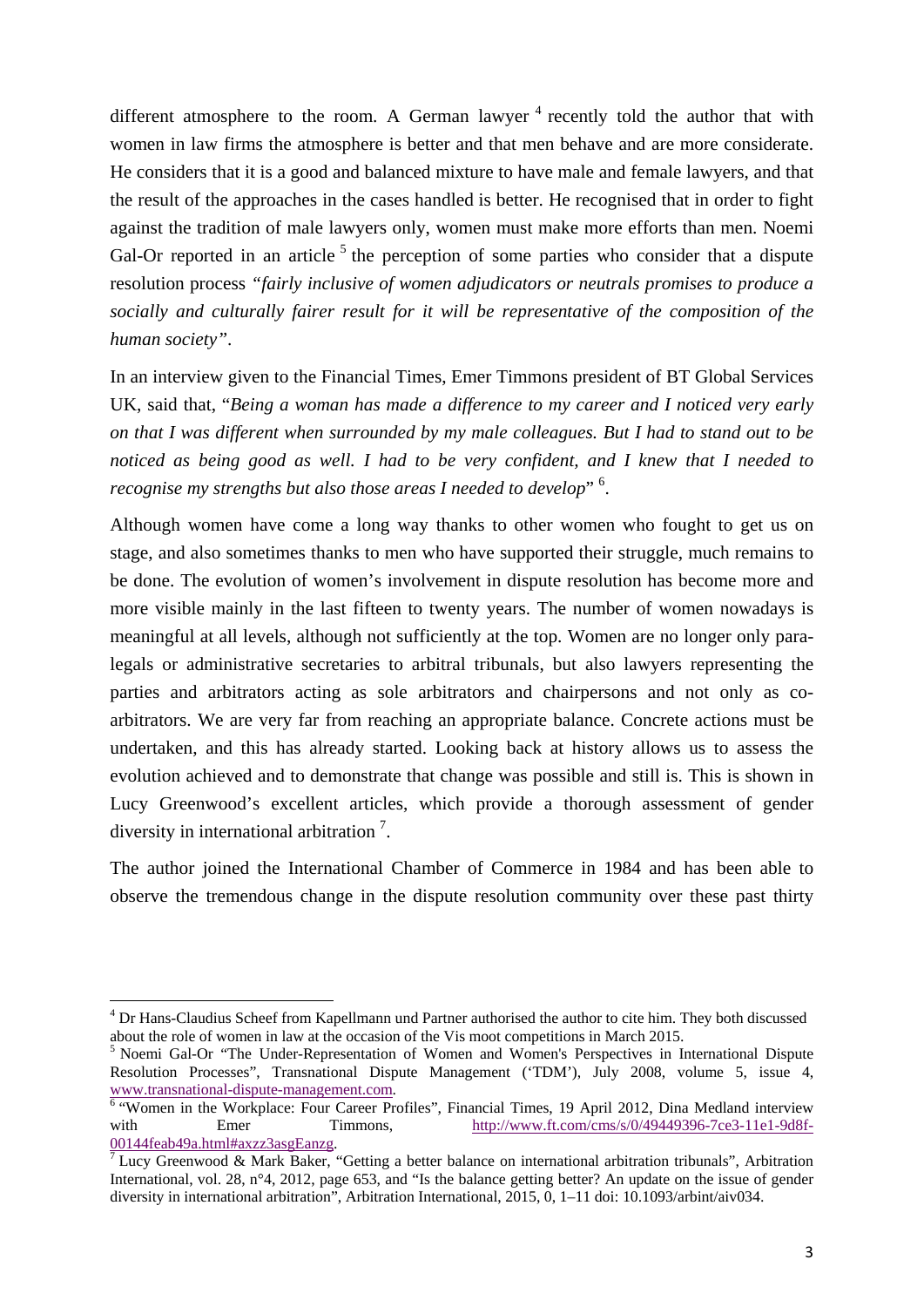different atmosphere to the room. A German lawyer [4] recently told the author that with women in law firms the atmosphere is better and that men behave and are more considerate. He considers that it is a good and balanced mixture to have male and female lawyers, and that the result of the approaches in the cases handled is better. He recognised that in order to fight against the tradition of male lawyers only, women must make more efforts than men. Noemi Gal-Or reported in an article [5] the perception of some parties who consider that a dispute resolution process *"fairly inclusive of women adjudicators or neutrals promises to produce a socially and culturally fairer result for it will be representative of the composition of the human society"*.

In an interview given to the Financial Times, Emer Timmons president of BT Global Services UK, said that, "*Being a woman has made a difference to my career and I noticed very early on that I was different when surrounded by my male colleagues. But I had to stand out to be noticed as being good as well. I had to be very confident, and I knew that I needed to recognise my strengths but also those areas I needed to develop*" [6].

Although women have come a long way thanks to other women who fought to get us on stage, and also sometimes thanks to men who have supported their struggle, much remains to be done. The evolution of women's involvement in dispute resolution has become more and more visible mainly in the last fifteen to twenty years. The number of women nowadays is meaningful at all levels, although not sufficiently at the top. Women are no longer only para-legals or administrative secretaries to arbitral tribunals, but also lawyers representing the parties and arbitrators acting as sole arbitrators and chairpersons and not only as co-arbitrators. We are very far from reaching an appropriate balance. Concrete actions must be undertaken, and this has already started. Looking back at history allows us to assess the evolution achieved and to demonstrate that change was possible and still is. This is shown in Lucy Greenwood's excellent articles, which provide a thorough assessment of gender diversity in international arbitration [7].

The author joined the International Chamber of Commerce in 1984 and has been able to observe the tremendous change in the dispute resolution community over these past thirty

---

[4] Dr Hans-Claudius Scheef from Kapellmann und Partner authorised the author to cite him. They both discussed about the role of women in law at the occasion of the Vis moot competitions in March 2015.

[5] Noemi Gal-Or "The Under-Representation of Women and Women's Perspectives in International Dispute Resolution Processes", Transnational Dispute Management ('TDM'), July 2008, volume 5, issue 4, www.transnational-dispute-management.com.

[6] "Women in the Workplace: Four Career Profiles", Financial Times, 19 April 2012, Dina Medland interview with Emer Timmons, http://www.ft.com/cms/s/0/49449396-7ce3-11e1-9d8f-00144feab49a.html#axzz3asgEanzg.

[7] Lucy Greenwood & Mark Baker, "Getting a better balance on international arbitration tribunals", Arbitration International, vol. 28, n°4, 2012, page 653, and "Is the balance getting better? An update on the issue of gender diversity in international arbitration", Arbitration International, 2015, 0, 1–11 doi: 10.1093/arbint/aiv034.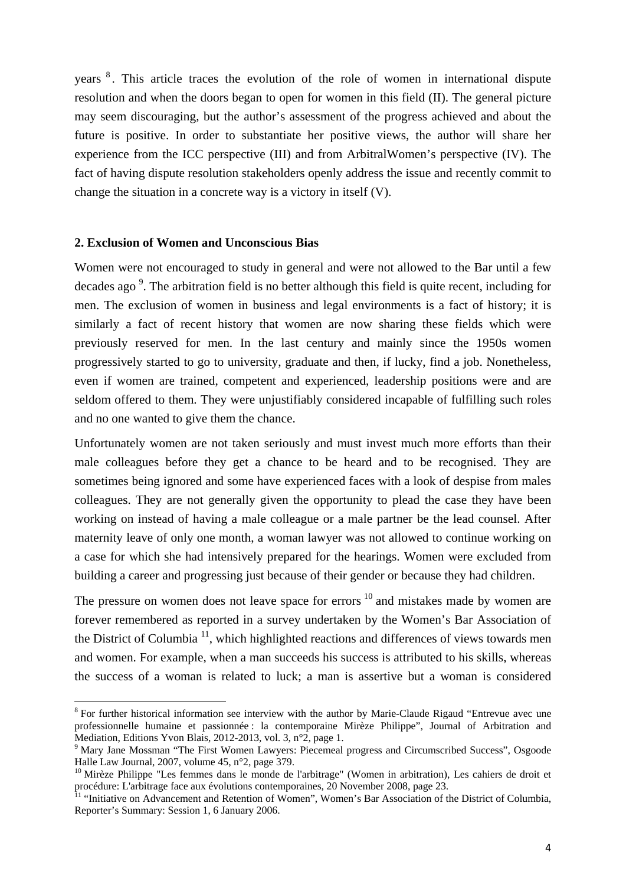years [8]. This article traces the evolution of the role of women in international dispute resolution and when the doors began to open for women in this field (II). The general picture may seem discouraging, but the author's assessment of the progress achieved and about the future is positive. In order to substantiate her positive views, the author will share her experience from the ICC perspective (III) and from ArbitralWomen's perspective (IV). The fact of having dispute resolution stakeholders openly address the issue and recently commit to change the situation in a concrete way is a victory in itself (V).

## 2. Exclusion of Women and Unconscious Bias

Women were not encouraged to study in general and were not allowed to the Bar until a few decades ago [9]. The arbitration field is no better although this field is quite recent, including for men. The exclusion of women in business and legal environments is a fact of history; it is similarly a fact of recent history that women are now sharing these fields which were previously reserved for men. In the last century and mainly since the 1950s women progressively started to go to university, graduate and then, if lucky, find a job. Nonetheless, even if women are trained, competent and experienced, leadership positions were and are seldom offered to them. They were unjustifiably considered incapable of fulfilling such roles and no one wanted to give them the chance.

Unfortunately women are not taken seriously and must invest much more efforts than their male colleagues before they get a chance to be heard and to be recognised. They are sometimes being ignored and some have experienced faces with a look of despise from males colleagues. They are not generally given the opportunity to plead the case they have been working on instead of having a male colleague or a male partner be the lead counsel. After maternity leave of only one month, a woman lawyer was not allowed to continue working on a case for which she had intensively prepared for the hearings. Women were excluded from building a career and progressing just because of their gender or because they had children.

The pressure on women does not leave space for errors [10] and mistakes made by women are forever remembered as reported in a survey undertaken by the Women's Bar Association of the District of Columbia [11], which highlighted reactions and differences of views towards men and women. For example, when a man succeeds his success is attributed to his skills, whereas the success of a woman is related to luck; a man is assertive but a woman is considered

---

[8] For further historical information see interview with the author by Marie-Claude Rigaud "Entrevue avec une professionnelle humaine et passionnée : la contemporaine Mirèze Philippe", Journal of Arbitration and Mediation, Editions Yvon Blais, 2012-2013, vol. 3, n°2, page 1.

[9] Mary Jane Mossman "The First Women Lawyers: Piecemeal progress and Circumscribed Success", Osgoode Halle Law Journal, 2007, volume 45, n°2, page 379.

[10] Mirèze Philippe "Les femmes dans le monde de l'arbitrage" (Women in arbitration), Les cahiers de droit et procédure: L'arbitrage face aux évolutions contemporaines, 20 November 2008, page 23.

[11] "Initiative on Advancement and Retention of Women", Women's Bar Association of the District of Columbia, Reporter's Summary: Session 1, 6 January 2006.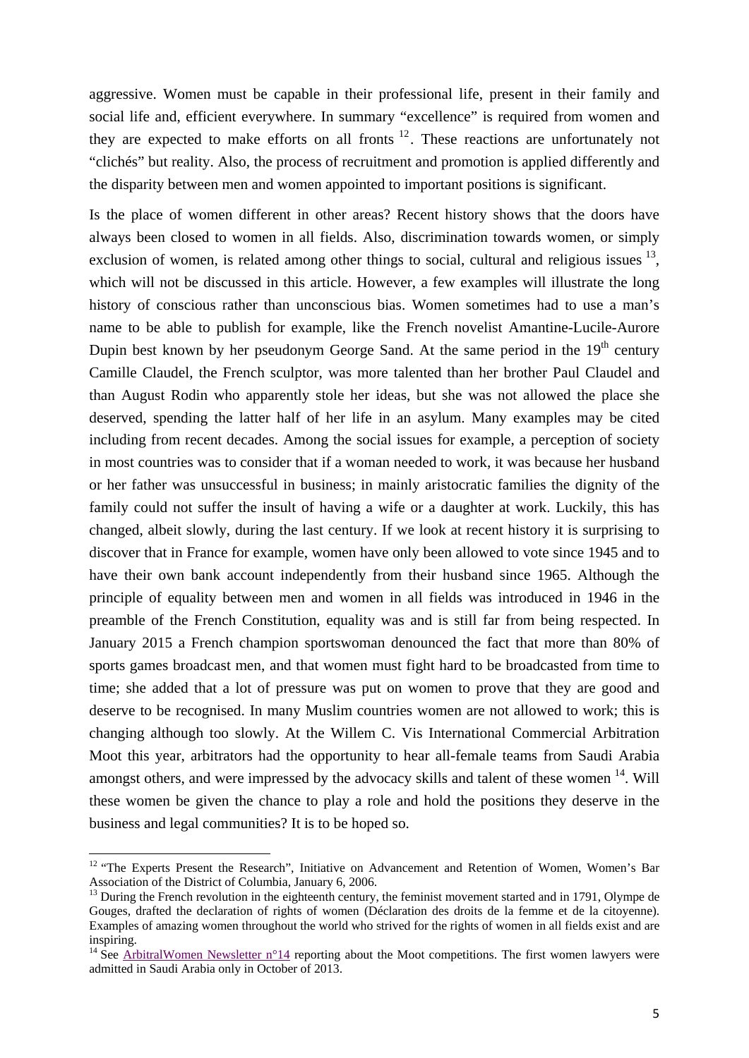aggressive. Women must be capable in their professional life, present in their family and social life and, efficient everywhere. In summary "excellence" is required from women and they are expected to make efforts on all fronts [12]. These reactions are unfortunately not "clichés" but reality. Also, the process of recruitment and promotion is applied differently and the disparity between men and women appointed to important positions is significant.

Is the place of women different in other areas? Recent history shows that the doors have always been closed to women in all fields. Also, discrimination towards women, or simply exclusion of women, is related among other things to social, cultural and religious issues [13], which will not be discussed in this article. However, a few examples will illustrate the long history of conscious rather than unconscious bias. Women sometimes had to use a man's name to be able to publish for example, like the French novelist Amantine-Lucile-Aurore Dupin best known by her pseudonym George Sand. At the same period in the 19th century Camille Claudel, the French sculptor, was more talented than her brother Paul Claudel and than August Rodin who apparently stole her ideas, but she was not allowed the place she deserved, spending the latter half of her life in an asylum. Many examples may be cited including from recent decades. Among the social issues for example, a perception of society in most countries was to consider that if a woman needed to work, it was because her husband or her father was unsuccessful in business; in mainly aristocratic families the dignity of the family could not suffer the insult of having a wife or a daughter at work. Luckily, this has changed, albeit slowly, during the last century. If we look at recent history it is surprising to discover that in France for example, women have only been allowed to vote since 1945 and to have their own bank account independently from their husband since 1965. Although the principle of equality between men and women in all fields was introduced in 1946 in the preamble of the French Constitution, equality was and is still far from being respected. In January 2015 a French champion sportswoman denounced the fact that more than 80% of sports games broadcast men, and that women must fight hard to be broadcasted from time to time; she added that a lot of pressure was put on women to prove that they are good and deserve to be recognised. In many Muslim countries women are not allowed to work; this is changing although too slowly. At the Willem C. Vis International Commercial Arbitration Moot this year, arbitrators had the opportunity to hear all-female teams from Saudi Arabia amongst others, and were impressed by the advocacy skills and talent of these women [14]. Will these women be given the chance to play a role and hold the positions they deserve in the business and legal communities? It is to be hoped so.

---

[12] "The Experts Present the Research", Initiative on Advancement and Retention of Women, Women's Bar Association of the District of Columbia, January 6, 2006.

[13] During the French revolution in the eighteenth century, the feminist movement started and in 1791, Olympe de Gouges, drafted the declaration of rights of women (Déclaration des droits de la femme et de la citoyenne). Examples of amazing women throughout the world who strived for the rights of women in all fields exist and are inspiring.

[14] See ArbitralWomen Newsletter n°14 reporting about the Moot competitions. The first women lawyers were admitted in Saudi Arabia only in October of 2013.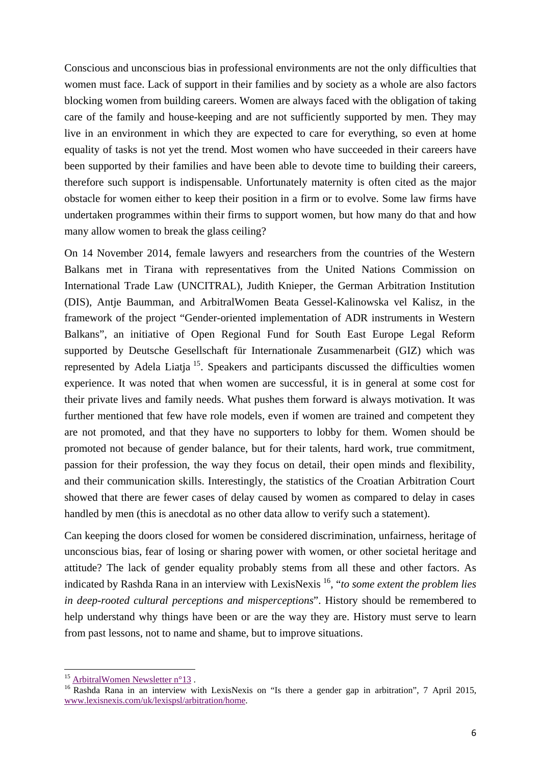Conscious and unconscious bias in professional environments are not the only difficulties that women must face. Lack of support in their families and by society as a whole are also factors blocking women from building careers. Women are always faced with the obligation of taking care of the family and house-keeping and are not sufficiently supported by men. They may live in an environment in which they are expected to care for everything, so even at home equality of tasks is not yet the trend. Most women who have succeeded in their careers have been supported by their families and have been able to devote time to building their careers, therefore such support is indispensable. Unfortunately maternity is often cited as the major obstacle for women either to keep their position in a firm or to evolve. Some law firms have undertaken programmes within their firms to support women, but how many do that and how many allow women to break the glass ceiling?

On 14 November 2014, female lawyers and researchers from the countries of the Western Balkans met in Tirana with representatives from the United Nations Commission on International Trade Law (UNCITRAL), Judith Knieper, the German Arbitration Institution (DIS), Antje Baumman, and ArbitralWomen Beata Gessel-Kalinowska vel Kalisz, in the framework of the project "Gender-oriented implementation of ADR instruments in Western Balkans", an initiative of Open Regional Fund for South East Europe Legal Reform supported by Deutsche Gesellschaft für Internationale Zusammenarbeit (GIZ) which was represented by Adela Liatja [15]. Speakers and participants discussed the difficulties women experience. It was noted that when women are successful, it is in general at some cost for their private lives and family needs. What pushes them forward is always motivation. It was further mentioned that few have role models, even if women are trained and competent they are not promoted, and that they have no supporters to lobby for them. Women should be promoted not because of gender balance, but for their talents, hard work, true commitment, passion for their profession, the way they focus on detail, their open minds and flexibility, and their communication skills. Interestingly, the statistics of the Croatian Arbitration Court showed that there are fewer cases of delay caused by women as compared to delay in cases handled by men (this is anecdotal as no other data allow to verify such a statement).

Can keeping the doors closed for women be considered discrimination, unfairness, heritage of unconscious bias, fear of losing or sharing power with women, or other societal heritage and attitude? The lack of gender equality probably stems from all these and other factors. As indicated by Rashda Rana in an interview with LexisNexis [16], "*to some extent the problem lies in deep-rooted cultural perceptions and misperceptions*". History should be remembered to help understand why things have been or are the way they are. History must serve to learn from past lessons, not to name and shame, but to improve situations.

[15] ArbitralWomen Newsletter n°13 .

[16] Rashda Rana in an interview with LexisNexis on "Is there a gender gap in arbitration", 7 April 2015, www.lexisnexis.com/uk/lexispsl/arbitration/home.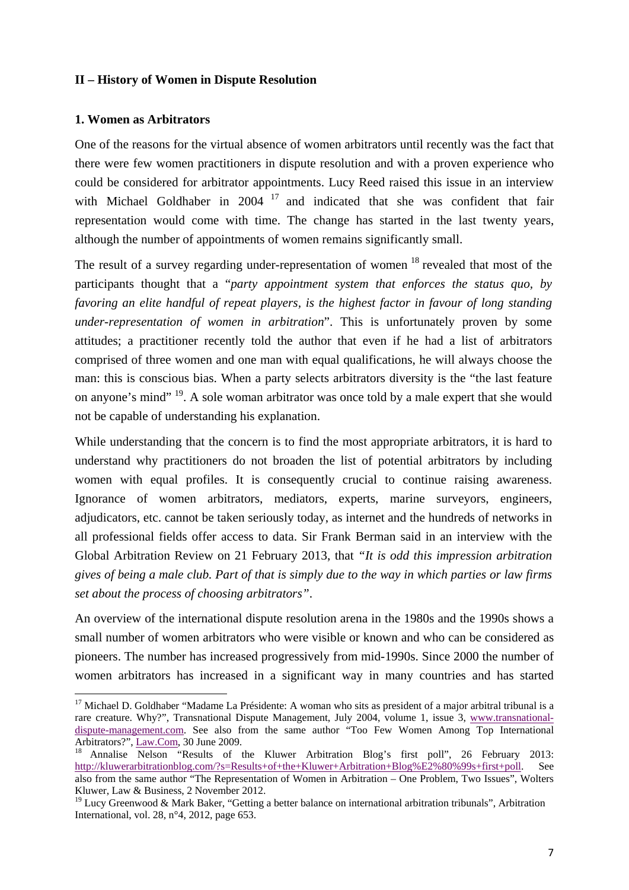## II – History of Women in Dispute Resolution

### 1. Women as Arbitrators

One of the reasons for the virtual absence of women arbitrators until recently was the fact that there were few women practitioners in dispute resolution and with a proven experience who could be considered for arbitrator appointments. Lucy Reed raised this issue in an interview with Michael Goldhaber in 2004 [17] and indicated that she was confident that fair representation would come with time. The change has started in the last twenty years, although the number of appointments of women remains significantly small.

The result of a survey regarding under-representation of women [18] revealed that most of the participants thought that a "*party appointment system that enforces the status quo, by favoring an elite handful of repeat players, is the highest factor in favour of long standing under-representation of women in arbitration*". This is unfortunately proven by some attitudes; a practitioner recently told the author that even if he had a list of arbitrators comprised of three women and one man with equal qualifications, he will always choose the man: this is conscious bias. When a party selects arbitrators diversity is the "the last feature on anyone's mind" [19]. A sole woman arbitrator was once told by a male expert that she would not be capable of understanding his explanation.

While understanding that the concern is to find the most appropriate arbitrators, it is hard to understand why practitioners do not broaden the list of potential arbitrators by including women with equal profiles. It is consequently crucial to continue raising awareness. Ignorance of women arbitrators, mediators, experts, marine surveyors, engineers, adjudicators, etc. cannot be taken seriously today, as internet and the hundreds of networks in all professional fields offer access to data. Sir Frank Berman said in an interview with the Global Arbitration Review on 21 February 2013, that *"It is odd this impression arbitration gives of being a male club. Part of that is simply due to the way in which parties or law firms set about the process of choosing arbitrators"*.

An overview of the international dispute resolution arena in the 1980s and the 1990s shows a small number of women arbitrators who were visible or known and who can be considered as pioneers. The number has increased progressively from mid-1990s. Since 2000 the number of women arbitrators has increased in a significant way in many countries and has started

---

[17] Michael D. Goldhaber "Madame La Présidente: A woman who sits as president of a major arbitral tribunal is a rare creature. Why?", Transnational Dispute Management, July 2004, volume 1, issue 3, www.transnational-dispute-management.com. See also from the same author "Too Few Women Among Top International Arbitrators?", Law.Com, 30 June 2009.

[18] Annalise Nelson "Results of the Kluwer Arbitration Blog's first poll", 26 February 2013: http://kluwerarbitrationblog.com/?s=Results+of+the+Kluwer+Arbitration+Blog%E2%80%99s+first+poll. See also from the same author "The Representation of Women in Arbitration – One Problem, Two Issues", Wolters Kluwer, Law & Business, 2 November 2012.

[19] Lucy Greenwood & Mark Baker, "Getting a better balance on international arbitration tribunals", Arbitration International, vol. 28, n°4, 2012, page 653.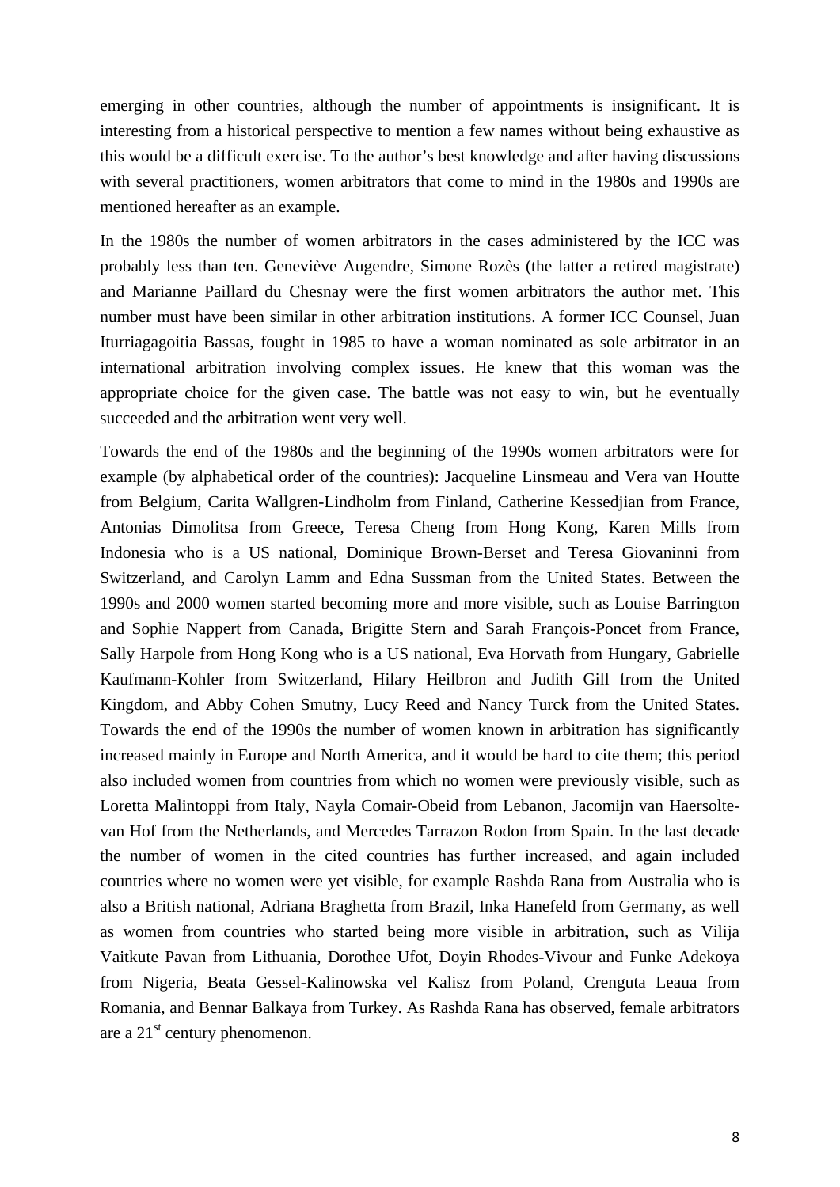emerging in other countries, although the number of appointments is insignificant. It is interesting from a historical perspective to mention a few names without being exhaustive as this would be a difficult exercise. To the author's best knowledge and after having discussions with several practitioners, women arbitrators that come to mind in the 1980s and 1990s are mentioned hereafter as an example.

In the 1980s the number of women arbitrators in the cases administered by the ICC was probably less than ten. Geneviève Augendre, Simone Rozès (the latter a retired magistrate) and Marianne Paillard du Chesnay were the first women arbitrators the author met. This number must have been similar in other arbitration institutions. A former ICC Counsel, Juan Iturriagagoitia Bassas, fought in 1985 to have a woman nominated as sole arbitrator in an international arbitration involving complex issues. He knew that this woman was the appropriate choice for the given case. The battle was not easy to win, but he eventually succeeded and the arbitration went very well.

Towards the end of the 1980s and the beginning of the 1990s women arbitrators were for example (by alphabetical order of the countries): Jacqueline Linsmeau and Vera van Houtte from Belgium, Carita Wallgren-Lindholm from Finland, Catherine Kessedjian from France, Antonias Dimolitsa from Greece, Teresa Cheng from Hong Kong, Karen Mills from Indonesia who is a US national, Dominique Brown-Berset and Teresa Giovaninni from Switzerland, and Carolyn Lamm and Edna Sussman from the United States. Between the 1990s and 2000 women started becoming more and more visible, such as Louise Barrington and Sophie Nappert from Canada, Brigitte Stern and Sarah François-Poncet from France, Sally Harpole from Hong Kong who is a US national, Eva Horvath from Hungary, Gabrielle Kaufmann-Kohler from Switzerland, Hilary Heilbron and Judith Gill from the United Kingdom, and Abby Cohen Smutny, Lucy Reed and Nancy Turck from the United States. Towards the end of the 1990s the number of women known in arbitration has significantly increased mainly in Europe and North America, and it would be hard to cite them; this period also included women from countries from which no women were previously visible, such as Loretta Malintoppi from Italy, Nayla Comair-Obeid from Lebanon, Jacomijn van Haersolte-van Hof from the Netherlands, and Mercedes Tarrazon Rodon from Spain. In the last decade the number of women in the cited countries has further increased, and again included countries where no women were yet visible, for example Rashda Rana from Australia who is also a British national, Adriana Braghetta from Brazil, Inka Hanefeld from Germany, as well as women from countries who started being more visible in arbitration, such as Vilija Vaitkute Pavan from Lithuania, Dorothee Ufot, Doyin Rhodes-Vivour and Funke Adekoya from Nigeria, Beata Gessel-Kalinowska vel Kalisz from Poland, Crenguta Leaua from Romania, and Bennar Balkaya from Turkey. As Rashda Rana has observed, female arbitrators are a 21st century phenomenon.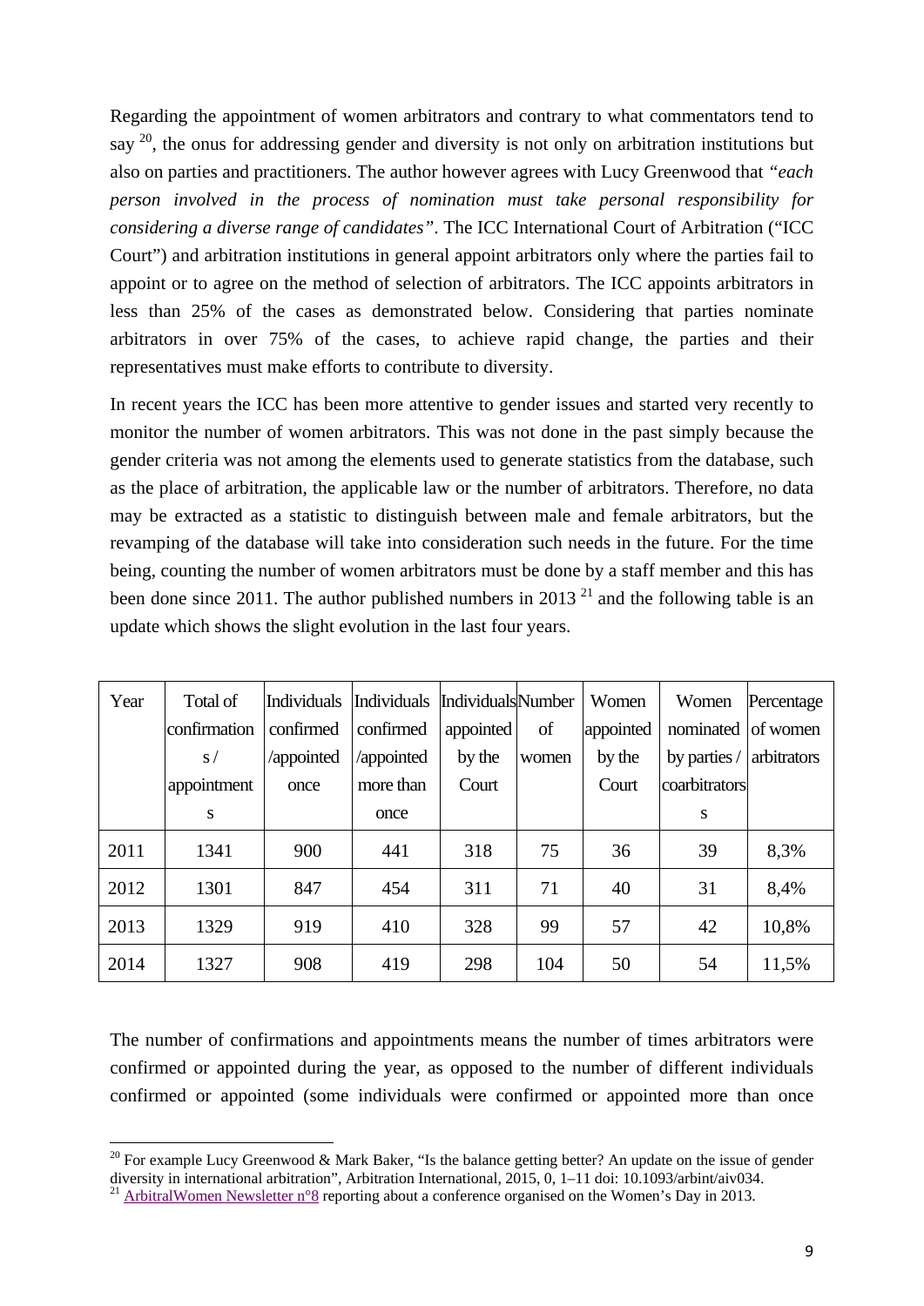Regarding the appointment of women arbitrators and contrary to what commentators tend to say [20], the onus for addressing gender and diversity is not only on arbitration institutions but also on parties and practitioners. The author however agrees with Lucy Greenwood that *"each person involved in the process of nomination must take personal responsibility for considering a diverse range of candidates"*. The ICC International Court of Arbitration ("ICC Court") and arbitration institutions in general appoint arbitrators only where the parties fail to appoint or to agree on the method of selection of arbitrators. The ICC appoints arbitrators in less than 25% of the cases as demonstrated below. Considering that parties nominate arbitrators in over 75% of the cases, to achieve rapid change, the parties and their representatives must make efforts to contribute to diversity.

In recent years the ICC has been more attentive to gender issues and started very recently to monitor the number of women arbitrators. This was not done in the past simply because the gender criteria was not among the elements used to generate statistics from the database, such as the place of arbitration, the applicable law or the number of arbitrators. Therefore, no data may be extracted as a statistic to distinguish between male and female arbitrators, but the revamping of the database will take into consideration such needs in the future. For the time being, counting the number of women arbitrators must be done by a staff member and this has been done since 2011. The author published numbers in 2013 [21] and the following table is an update which shows the slight evolution in the last four years.

| Year | Total of confirmations / appointments | Individuals confirmed /appointed once | Individuals confirmed /appointed more than once | Individuals appointed by the Court | Number of women | Women appointed by the Court | Women nominated by parties / coarbitrators | Percentage of women arbitrators |
|---|---|---|---|---|---|---|---|---|
| 2011 | 1341 | 900 | 441 | 318 | 75 | 36 | 39 | 8,3% |
| 2012 | 1301 | 847 | 454 | 311 | 71 | 40 | 31 | 8,4% |
| 2013 | 1329 | 919 | 410 | 328 | 99 | 57 | 42 | 10,8% |
| 2014 | 1327 | 908 | 419 | 298 | 104 | 50 | 54 | 11,5% |

The number of confirmations and appointments means the number of times arbitrators were confirmed or appointed during the year, as opposed to the number of different individuals confirmed or appointed (some individuals were confirmed or appointed more than once

[20] For example Lucy Greenwood & Mark Baker, "Is the balance getting better? An update on the issue of gender diversity in international arbitration", Arbitration International, 2015, 0, 1–11 doi: 10.1093/arbint/aiv034.

[21] ArbitralWomen Newsletter n°8 reporting about a conference organised on the Women's Day in 2013.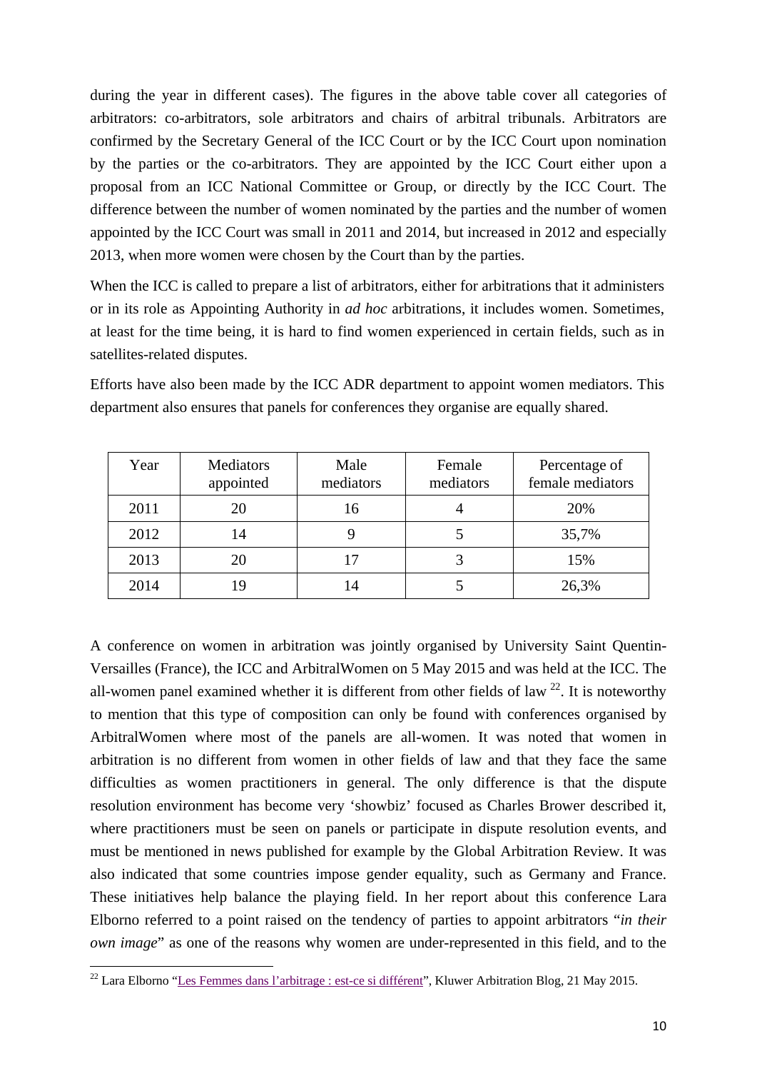during the year in different cases). The figures in the above table cover all categories of arbitrators: co-arbitrators, sole arbitrators and chairs of arbitral tribunals. Arbitrators are confirmed by the Secretary General of the ICC Court or by the ICC Court upon nomination by the parties or the co-arbitrators. They are appointed by the ICC Court either upon a proposal from an ICC National Committee or Group, or directly by the ICC Court. The difference between the number of women nominated by the parties and the number of women appointed by the ICC Court was small in 2011 and 2014, but increased in 2012 and especially 2013, when more women were chosen by the Court than by the parties.

When the ICC is called to prepare a list of arbitrators, either for arbitrations that it administers or in its role as Appointing Authority in *ad hoc* arbitrations, it includes women. Sometimes, at least for the time being, it is hard to find women experienced in certain fields, such as in satellites-related disputes.

Efforts have also been made by the ICC ADR department to appoint women mediators. This department also ensures that panels for conferences they organise are equally shared.

| Year | Mediators appointed | Male mediators | Female mediators | Percentage of female mediators |
|---|---|---|---|---|
| 2011 | 20 | 16 | 4 | 20% |
| 2012 | 14 | 9 | 5 | 35,7% |
| 2013 | 20 | 17 | 3 | 15% |
| 2014 | 19 | 14 | 5 | 26,3% |

A conference on women in arbitration was jointly organised by University Saint Quentin-Versailles (France), the ICC and ArbitralWomen on 5 May 2015 and was held at the ICC. The all-women panel examined whether it is different from other fields of law [22]. It is noteworthy to mention that this type of composition can only be found with conferences organised by ArbitralWomen where most of the panels are all-women. It was noted that women in arbitration is no different from women in other fields of law and that they face the same difficulties as women practitioners in general. The only difference is that the dispute resolution environment has become very 'showbiz' focused as Charles Brower described it, where practitioners must be seen on panels or participate in dispute resolution events, and must be mentioned in news published for example by the Global Arbitration Review. It was also indicated that some countries impose gender equality, such as Germany and France. These initiatives help balance the playing field. In her report about this conference Lara Elborno referred to a point raised on the tendency of parties to appoint arbitrators "*in their own image*" as one of the reasons why women are under-represented in this field, and to the

[22] Lara Elborno "Les Femmes dans l'arbitrage : est-ce si différent", Kluwer Arbitration Blog, 21 May 2015.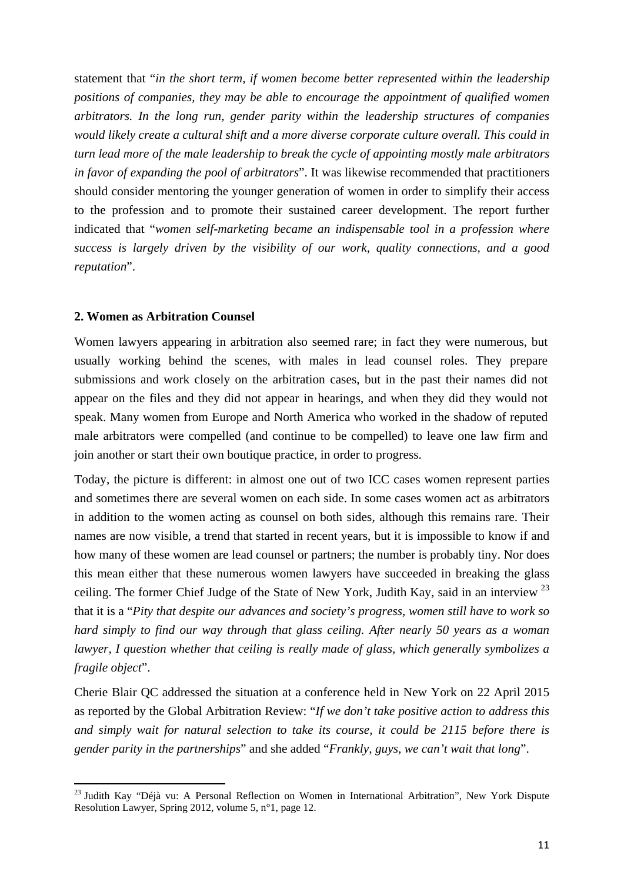statement that "*in the short term, if women become better represented within the leadership positions of companies, they may be able to encourage the appointment of qualified women arbitrators. In the long run, gender parity within the leadership structures of companies would likely create a cultural shift and a more diverse corporate culture overall. This could in turn lead more of the male leadership to break the cycle of appointing mostly male arbitrators in favor of expanding the pool of arbitrators*". It was likewise recommended that practitioners should consider mentoring the younger generation of women in order to simplify their access to the profession and to promote their sustained career development. The report further indicated that "*women self-marketing became an indispensable tool in a profession where success is largely driven by the visibility of our work, quality connections, and a good reputation*".

**2. Women as Arbitration Counsel**

Women lawyers appearing in arbitration also seemed rare; in fact they were numerous, but usually working behind the scenes, with males in lead counsel roles. They prepare submissions and work closely on the arbitration cases, but in the past their names did not appear on the files and they did not appear in hearings, and when they did they would not speak. Many women from Europe and North America who worked in the shadow of reputed male arbitrators were compelled (and continue to be compelled) to leave one law firm and join another or start their own boutique practice, in order to progress.

Today, the picture is different: in almost one out of two ICC cases women represent parties and sometimes there are several women on each side. In some cases women act as arbitrators in addition to the women acting as counsel on both sides, although this remains rare. Their names are now visible, a trend that started in recent years, but it is impossible to know if and how many of these women are lead counsel or partners; the number is probably tiny. Nor does this mean either that these numerous women lawyers have succeeded in breaking the glass ceiling. The former Chief Judge of the State of New York, Judith Kay, said in an interview [23] that it is a "*Pity that despite our advances and society's progress, women still have to work so hard simply to find our way through that glass ceiling. After nearly 50 years as a woman lawyer, I question whether that ceiling is really made of glass, which generally symbolizes a fragile object*".

Cherie Blair QC addressed the situation at a conference held in New York on 22 April 2015 as reported by the Global Arbitration Review: "*If we don't take positive action to address this and simply wait for natural selection to take its course, it could be 2115 before there is gender parity in the partnerships*" and she added "*Frankly, guys, we can't wait that long*".

[23] Judith Kay "Déjà vu: A Personal Reflection on Women in International Arbitration", New York Dispute Resolution Lawyer, Spring 2012, volume 5, n°1, page 12.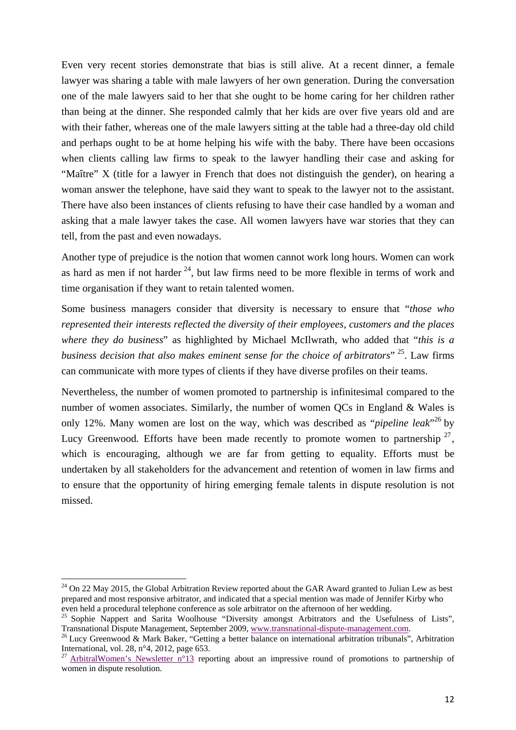Even very recent stories demonstrate that bias is still alive. At a recent dinner, a female lawyer was sharing a table with male lawyers of her own generation. During the conversation one of the male lawyers said to her that she ought to be home caring for her children rather than being at the dinner. She responded calmly that her kids are over five years old and are with their father, whereas one of the male lawyers sitting at the table had a three-day old child and perhaps ought to be at home helping his wife with the baby. There have been occasions when clients calling law firms to speak to the lawyer handling their case and asking for "Maître" X (title for a lawyer in French that does not distinguish the gender), on hearing a woman answer the telephone, have said they want to speak to the lawyer not to the assistant. There have also been instances of clients refusing to have their case handled by a woman and asking that a male lawyer takes the case. All women lawyers have war stories that they can tell, from the past and even nowadays.

Another type of prejudice is the notion that women cannot work long hours. Women can work as hard as men if not harder [24], but law firms need to be more flexible in terms of work and time organisation if they want to retain talented women.

Some business managers consider that diversity is necessary to ensure that "*those who represented their interests reflected the diversity of their employees, customers and the places where they do business*" as highlighted by Michael McIlwrath, who added that "*this is a business decision that also makes eminent sense for the choice of arbitrators*" [25]. Law firms can communicate with more types of clients if they have diverse profiles on their teams.

Nevertheless, the number of women promoted to partnership is infinitesimal compared to the number of women associates. Similarly, the number of women QCs in England & Wales is only 12%. Many women are lost on the way, which was described as "*pipeline leak*"[26] by Lucy Greenwood. Efforts have been made recently to promote women to partnership [27], which is encouraging, although we are far from getting to equality. Efforts must be undertaken by all stakeholders for the advancement and retention of women in law firms and to ensure that the opportunity of hiring emerging female talents in dispute resolution is not missed.

---

[24] On 22 May 2015, the Global Arbitration Review reported about the GAR Award granted to Julian Lew as best prepared and most responsive arbitrator, and indicated that a special mention was made of Jennifer Kirby who even held a procedural telephone conference as sole arbitrator on the afternoon of her wedding.

[25] Sophie Nappert and Sarita Woolhouse "Diversity amongst Arbitrators and the Usefulness of Lists", Transnational Dispute Management, September 2009, www.transnational-dispute-management.com.

[26] Lucy Greenwood & Mark Baker, "Getting a better balance on international arbitration tribunals", Arbitration International, vol. 28, n°4, 2012, page 653.

[27] ArbitralWomen's Newsletter n°13 reporting about an impressive round of promotions to partnership of women in dispute resolution.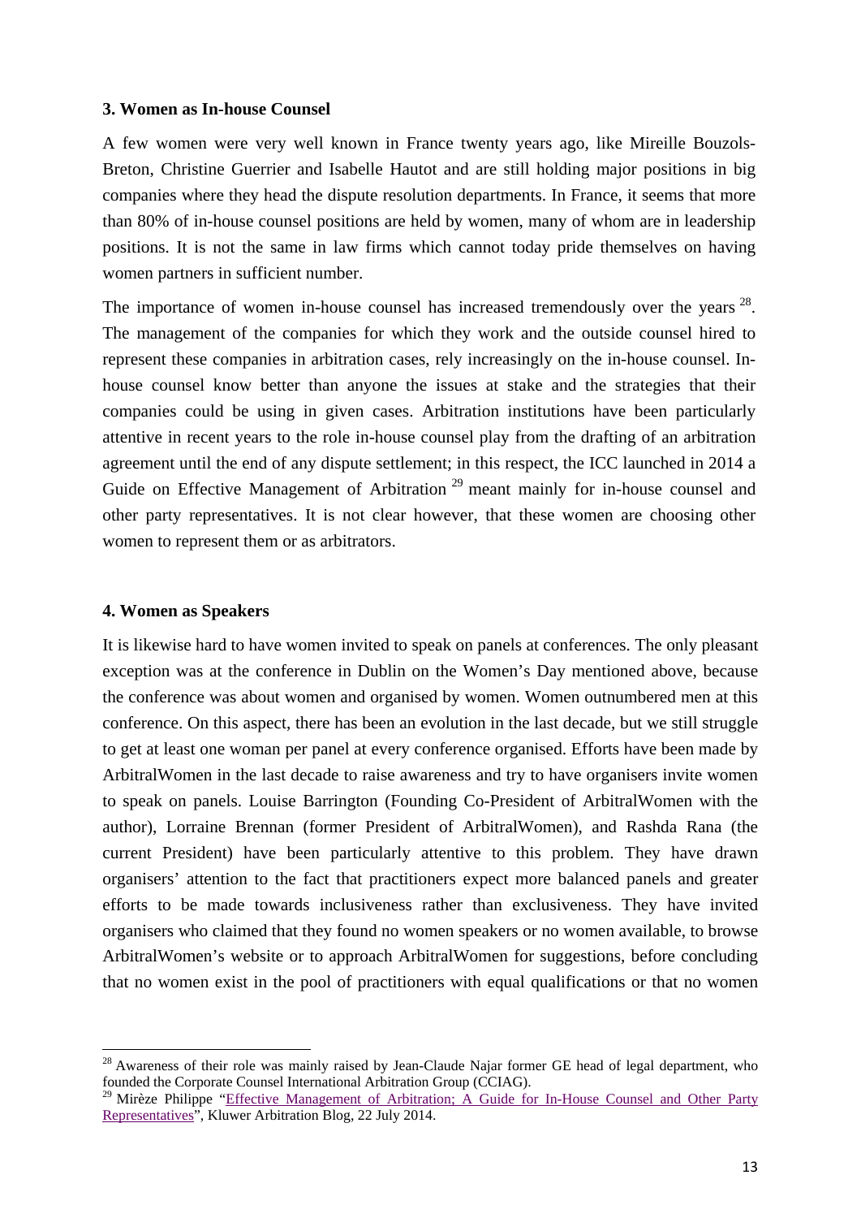### 3. Women as In-house Counsel

A few women were very well known in France twenty years ago, like Mireille Bouzols-Breton, Christine Guerrier and Isabelle Hautot and are still holding major positions in big companies where they head the dispute resolution departments. In France, it seems that more than 80% of in-house counsel positions are held by women, many of whom are in leadership positions. It is not the same in law firms which cannot today pride themselves on having women partners in sufficient number.

The importance of women in-house counsel has increased tremendously over the years [28]. The management of the companies for which they work and the outside counsel hired to represent these companies in arbitration cases, rely increasingly on the in-house counsel. In-house counsel know better than anyone the issues at stake and the strategies that their companies could be using in given cases. Arbitration institutions have been particularly attentive in recent years to the role in-house counsel play from the drafting of an arbitration agreement until the end of any dispute settlement; in this respect, the ICC launched in 2014 a Guide on Effective Management of Arbitration [29] meant mainly for in-house counsel and other party representatives. It is not clear however, that these women are choosing other women to represent them or as arbitrators.

### 4. Women as Speakers

It is likewise hard to have women invited to speak on panels at conferences. The only pleasant exception was at the conference in Dublin on the Women's Day mentioned above, because the conference was about women and organised by women. Women outnumbered men at this conference. On this aspect, there has been an evolution in the last decade, but we still struggle to get at least one woman per panel at every conference organised. Efforts have been made by ArbitralWomen in the last decade to raise awareness and try to have organisers invite women to speak on panels. Louise Barrington (Founding Co-President of ArbitralWomen with the author), Lorraine Brennan (former President of ArbitralWomen), and Rashda Rana (the current President) have been particularly attentive to this problem. They have drawn organisers' attention to the fact that practitioners expect more balanced panels and greater efforts to be made towards inclusiveness rather than exclusiveness. They have invited organisers who claimed that they found no women speakers or no women available, to browse ArbitralWomen's website or to approach ArbitralWomen for suggestions, before concluding that no women exist in the pool of practitioners with equal qualifications or that no women

---

[28] Awareness of their role was mainly raised by Jean-Claude Najar former GE head of legal department, who founded the Corporate Counsel International Arbitration Group (CCIAG).

[29] Mirèze Philippe "Effective Management of Arbitration; A Guide for In-House Counsel and Other Party Representatives", Kluwer Arbitration Blog, 22 July 2014.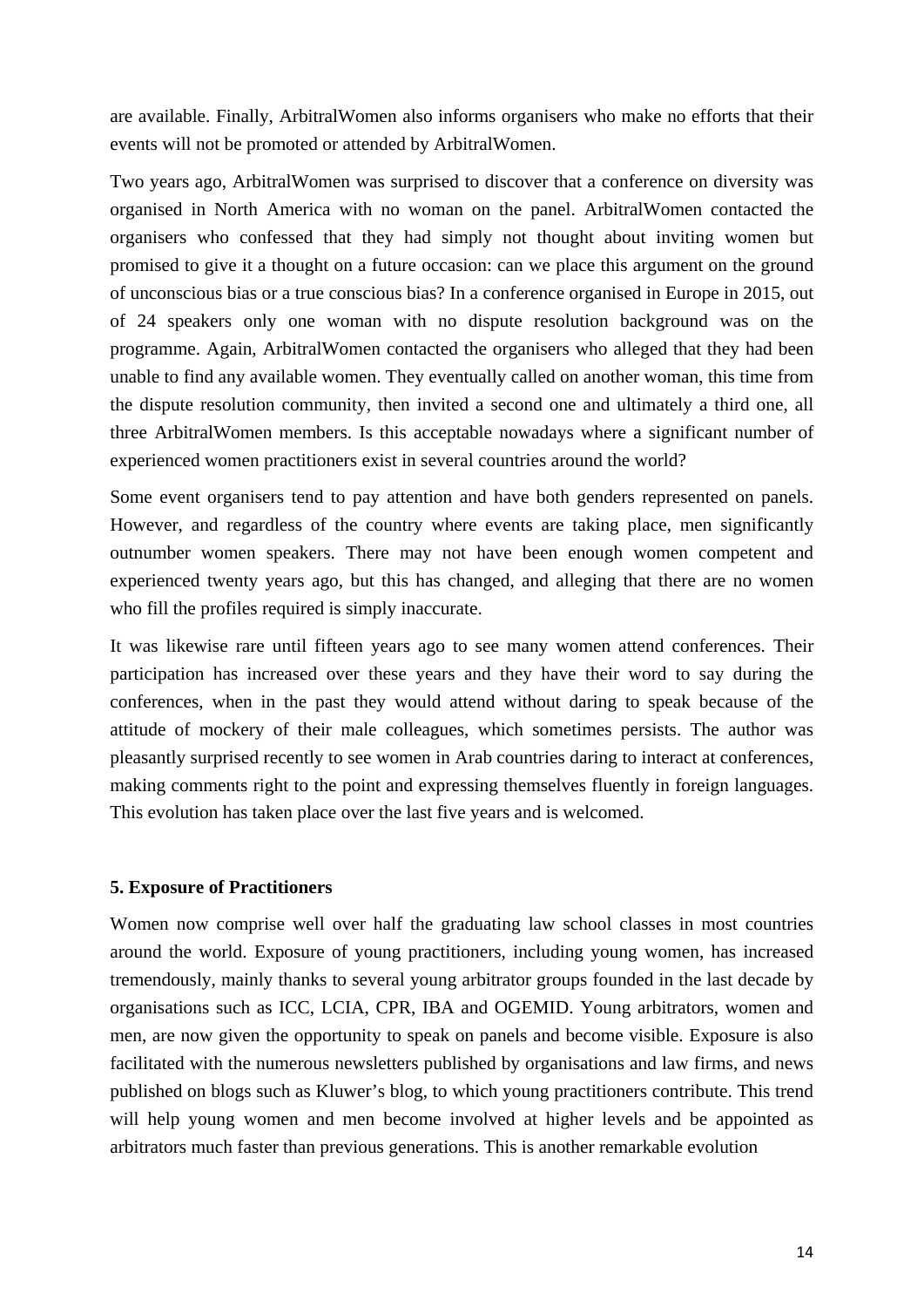are available. Finally, ArbitralWomen also informs organisers who make no efforts that their events will not be promoted or attended by ArbitralWomen.

Two years ago, ArbitralWomen was surprised to discover that a conference on diversity was organised in North America with no woman on the panel. ArbitralWomen contacted the organisers who confessed that they had simply not thought about inviting women but promised to give it a thought on a future occasion: can we place this argument on the ground of unconscious bias or a true conscious bias? In a conference organised in Europe in 2015, out of 24 speakers only one woman with no dispute resolution background was on the programme. Again, ArbitralWomen contacted the organisers who alleged that they had been unable to find any available women. They eventually called on another woman, this time from the dispute resolution community, then invited a second one and ultimately a third one, all three ArbitralWomen members. Is this acceptable nowadays where a significant number of experienced women practitioners exist in several countries around the world?

Some event organisers tend to pay attention and have both genders represented on panels. However, and regardless of the country where events are taking place, men significantly outnumber women speakers. There may not have been enough women competent and experienced twenty years ago, but this has changed, and alleging that there are no women who fill the profiles required is simply inaccurate.

It was likewise rare until fifteen years ago to see many women attend conferences. Their participation has increased over these years and they have their word to say during the conferences, when in the past they would attend without daring to speak because of the attitude of mockery of their male colleagues, which sometimes persists. The author was pleasantly surprised recently to see women in Arab countries daring to interact at conferences, making comments right to the point and expressing themselves fluently in foreign languages. This evolution has taken place over the last five years and is welcomed.

### 5. Exposure of Practitioners

Women now comprise well over half the graduating law school classes in most countries around the world. Exposure of young practitioners, including young women, has increased tremendously, mainly thanks to several young arbitrator groups founded in the last decade by organisations such as ICC, LCIA, CPR, IBA and OGEMID. Young arbitrators, women and men, are now given the opportunity to speak on panels and become visible. Exposure is also facilitated with the numerous newsletters published by organisations and law firms, and news published on blogs such as Kluwer's blog, to which young practitioners contribute. This trend will help young women and men become involved at higher levels and be appointed as arbitrators much faster than previous generations. This is another remarkable evolution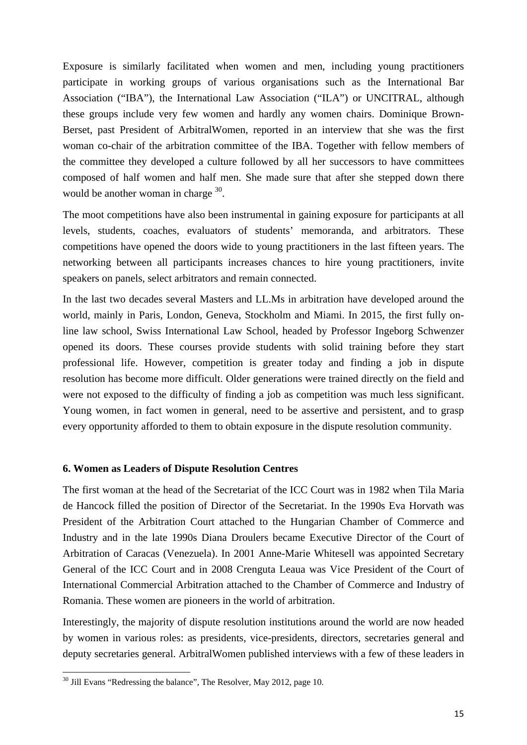Exposure is similarly facilitated when women and men, including young practitioners participate in working groups of various organisations such as the International Bar Association ("IBA"), the International Law Association ("ILA") or UNCITRAL, although these groups include very few women and hardly any women chairs. Dominique Brown-Berset, past President of ArbitralWomen, reported in an interview that she was the first woman co-chair of the arbitration committee of the IBA. Together with fellow members of the committee they developed a culture followed by all her successors to have committees composed of half women and half men. She made sure that after she stepped down there would be another woman in charge [30].

The moot competitions have also been instrumental in gaining exposure for participants at all levels, students, coaches, evaluators of students' memoranda, and arbitrators. These competitions have opened the doors wide to young practitioners in the last fifteen years. The networking between all participants increases chances to hire young practitioners, invite speakers on panels, select arbitrators and remain connected.

In the last two decades several Masters and LL.Ms in arbitration have developed around the world, mainly in Paris, London, Geneva, Stockholm and Miami. In 2015, the first fully on-line law school, Swiss International Law School, headed by Professor Ingeborg Schwenzer opened its doors. These courses provide students with solid training before they start professional life. However, competition is greater today and finding a job in dispute resolution has become more difficult. Older generations were trained directly on the field and were not exposed to the difficulty of finding a job as competition was much less significant. Young women, in fact women in general, need to be assertive and persistent, and to grasp every opportunity afforded to them to obtain exposure in the dispute resolution community.

### 6. Women as Leaders of Dispute Resolution Centres

The first woman at the head of the Secretariat of the ICC Court was in 1982 when Tila Maria de Hancock filled the position of Director of the Secretariat. In the 1990s Eva Horvath was President of the Arbitration Court attached to the Hungarian Chamber of Commerce and Industry and in the late 1990s Diana Droulers became Executive Director of the Court of Arbitration of Caracas (Venezuela). In 2001 Anne-Marie Whitesell was appointed Secretary General of the ICC Court and in 2008 Crenguta Leaua was Vice President of the Court of International Commercial Arbitration attached to the Chamber of Commerce and Industry of Romania. These women are pioneers in the world of arbitration.

Interestingly, the majority of dispute resolution institutions around the world are now headed by women in various roles: as presidents, vice-presidents, directors, secretaries general and deputy secretaries general. ArbitralWomen published interviews with a few of these leaders in

---

[30] Jill Evans "Redressing the balance", The Resolver, May 2012, page 10.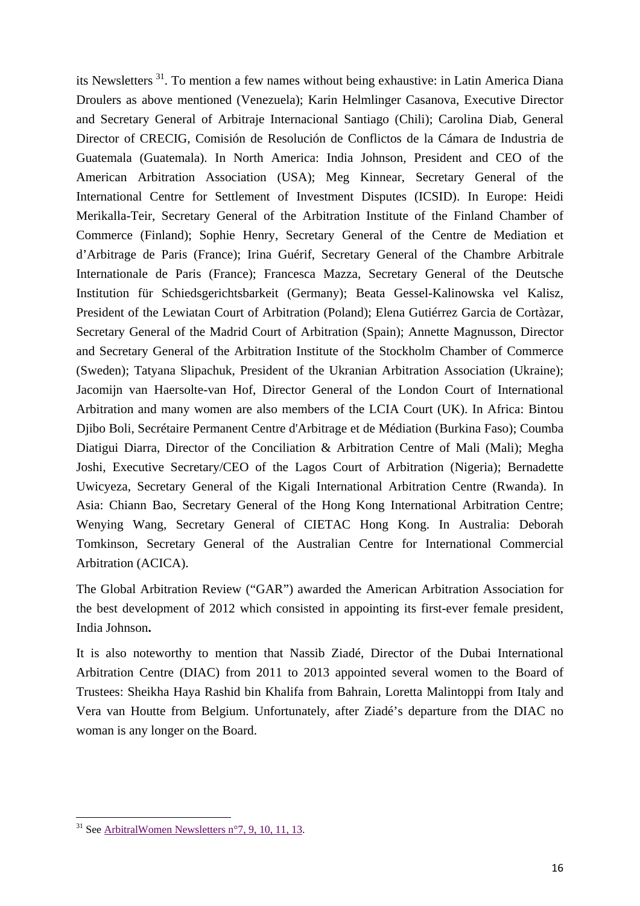its Newsletters [31]. To mention a few names without being exhaustive: in Latin America Diana Droulers as above mentioned (Venezuela); Karin Helmlinger Casanova, Executive Director and Secretary General of Arbitraje Internacional Santiago (Chili); Carolina Diab, General Director of CRECIG, Comisión de Resolución de Conflictos de la Cámara de Industria de Guatemala (Guatemala). In North America: India Johnson, President and CEO of the American Arbitration Association (USA); Meg Kinnear, Secretary General of the International Centre for Settlement of Investment Disputes (ICSID). In Europe: Heidi Merikalla-Teir, Secretary General of the Arbitration Institute of the Finland Chamber of Commerce (Finland); Sophie Henry, Secretary General of the Centre de Mediation et d'Arbitrage de Paris (France); Irina Guérif, Secretary General of the Chambre Arbitrale Internationale de Paris (France); Francesca Mazza, Secretary General of the Deutsche Institution für Schiedsgerichtsbarkeit (Germany); Beata Gessel-Kalinowska vel Kalisz, President of the Lewiatan Court of Arbitration (Poland); Elena Gutiérrez Garcia de Cortàzar, Secretary General of the Madrid Court of Arbitration (Spain); Annette Magnusson, Director and Secretary General of the Arbitration Institute of the Stockholm Chamber of Commerce (Sweden); Tatyana Slipachuk, President of the Ukranian Arbitration Association (Ukraine); Jacomijn van Haersolte-van Hof, Director General of the London Court of International Arbitration and many women are also members of the LCIA Court (UK). In Africa: Bintou Djibo Boli, Secrétaire Permanent Centre d'Arbitrage et de Médiation (Burkina Faso); Coumba Diatigui Diarra, Director of the Conciliation & Arbitration Centre of Mali (Mali); Megha Joshi, Executive Secretary/CEO of the Lagos Court of Arbitration (Nigeria); Bernadette Uwicyeza, Secretary General of the Kigali International Arbitration Centre (Rwanda). In Asia: Chiann Bao, Secretary General of the Hong Kong International Arbitration Centre; Wenying Wang, Secretary General of CIETAC Hong Kong. In Australia: Deborah Tomkinson, Secretary General of the Australian Centre for International Commercial Arbitration (ACICA).

The Global Arbitration Review ("GAR") awarded the American Arbitration Association for the best development of 2012 which consisted in appointing its first-ever female president, India Johnson**.**

It is also noteworthy to mention that Nassib Ziadé, Director of the Dubai International Arbitration Centre (DIAC) from 2011 to 2013 appointed several women to the Board of Trustees: Sheikha Haya Rashid bin Khalifa from Bahrain, Loretta Malintoppi from Italy and Vera van Houtte from Belgium. Unfortunately, after Ziadé's departure from the DIAC no woman is any longer on the Board.

---

[31] See ArbitralWomen Newsletters n°7, 9, 10, 11, 13.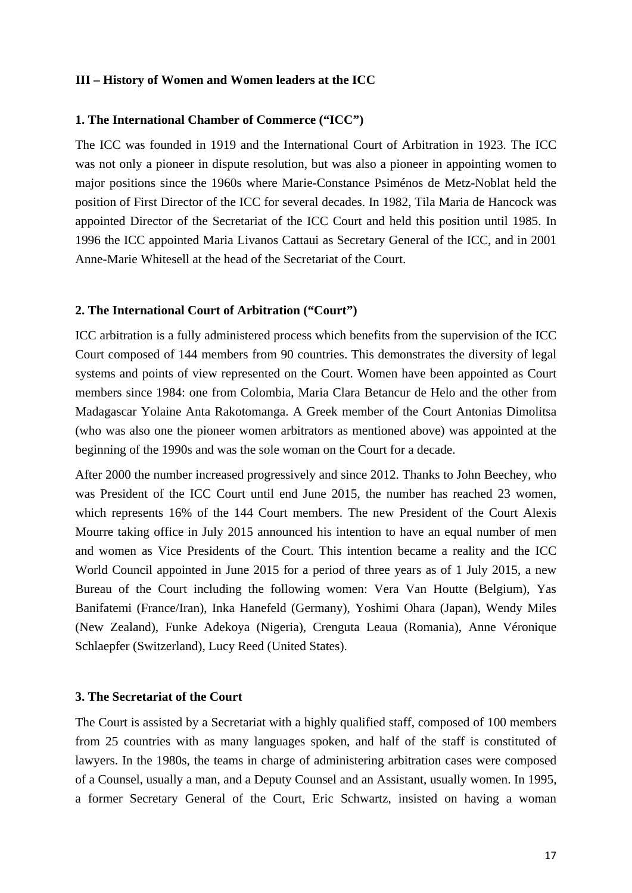## III – History of Women and Women leaders at the ICC

### 1. The International Chamber of Commerce ("ICC")

The ICC was founded in 1919 and the International Court of Arbitration in 1923. The ICC was not only a pioneer in dispute resolution, but was also a pioneer in appointing women to major positions since the 1960s where Marie-Constance Psiménos de Metz-Noblat held the position of First Director of the ICC for several decades. In 1982, Tila Maria de Hancock was appointed Director of the Secretariat of the ICC Court and held this position until 1985. In 1996 the ICC appointed Maria Livanos Cattaui as Secretary General of the ICC, and in 2001 Anne-Marie Whitesell at the head of the Secretariat of the Court.

### 2. The International Court of Arbitration ("Court")

ICC arbitration is a fully administered process which benefits from the supervision of the ICC Court composed of 144 members from 90 countries. This demonstrates the diversity of legal systems and points of view represented on the Court. Women have been appointed as Court members since 1984: one from Colombia, Maria Clara Betancur de Helo and the other from Madagascar Yolaine Anta Rakotomanga. A Greek member of the Court Antonias Dimolitsa (who was also one the pioneer women arbitrators as mentioned above) was appointed at the beginning of the 1990s and was the sole woman on the Court for a decade.

After 2000 the number increased progressively and since 2012. Thanks to John Beechey, who was President of the ICC Court until end June 2015, the number has reached 23 women, which represents 16% of the 144 Court members. The new President of the Court Alexis Mourre taking office in July 2015 announced his intention to have an equal number of men and women as Vice Presidents of the Court. This intention became a reality and the ICC World Council appointed in June 2015 for a period of three years as of 1 July 2015, a new Bureau of the Court including the following women: Vera Van Houtte (Belgium), Yas Banifatemi (France/Iran), Inka Hanefeld (Germany), Yoshimi Ohara (Japan), Wendy Miles (New Zealand), Funke Adekoya (Nigeria), Crenguta Leaua (Romania), Anne Véronique Schlaepfer (Switzerland), Lucy Reed (United States).

### 3. The Secretariat of the Court

The Court is assisted by a Secretariat with a highly qualified staff, composed of 100 members from 25 countries with as many languages spoken, and half of the staff is constituted of lawyers. In the 1980s, the teams in charge of administering arbitration cases were composed of a Counsel, usually a man, and a Deputy Counsel and an Assistant, usually women. In 1995, a former Secretary General of the Court, Eric Schwartz, insisted on having a woman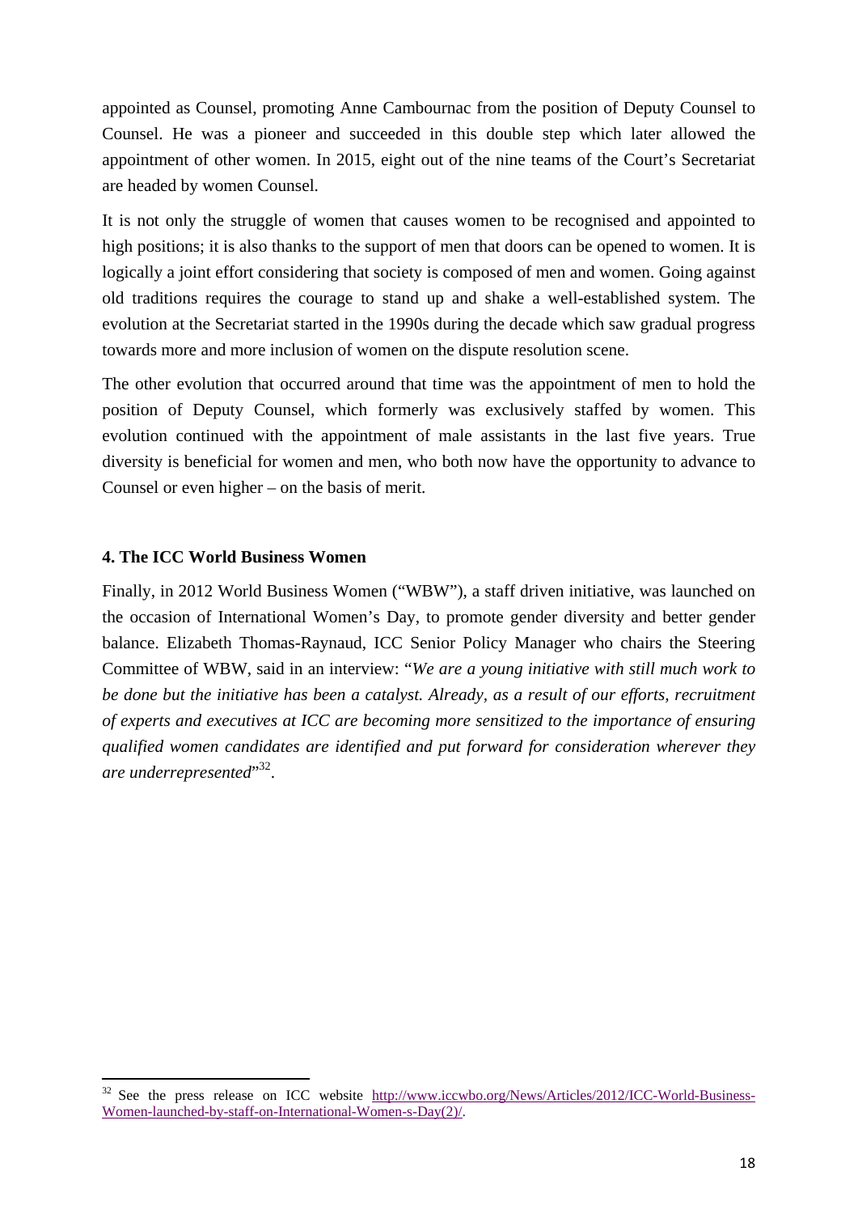appointed as Counsel, promoting Anne Cambournac from the position of Deputy Counsel to Counsel. He was a pioneer and succeeded in this double step which later allowed the appointment of other women. In 2015, eight out of the nine teams of the Court's Secretariat are headed by women Counsel.

It is not only the struggle of women that causes women to be recognised and appointed to high positions; it is also thanks to the support of men that doors can be opened to women. It is logically a joint effort considering that society is composed of men and women. Going against old traditions requires the courage to stand up and shake a well-established system. The evolution at the Secretariat started in the 1990s during the decade which saw gradual progress towards more and more inclusion of women on the dispute resolution scene.

The other evolution that occurred around that time was the appointment of men to hold the position of Deputy Counsel, which formerly was exclusively staffed by women. This evolution continued with the appointment of male assistants in the last five years. True diversity is beneficial for women and men, who both now have the opportunity to advance to Counsel or even higher – on the basis of merit.

#### 4. The ICC World Business Women

Finally, in 2012 World Business Women ("WBW"), a staff driven initiative, was launched on the occasion of International Women's Day, to promote gender diversity and better gender balance. Elizabeth Thomas-Raynaud, ICC Senior Policy Manager who chairs the Steering Committee of WBW, said in an interview: "*We are a young initiative with still much work to be done but the initiative has been a catalyst. Already, as a result of our efforts, recruitment of experts and executives at ICC are becoming more sensitized to the importance of ensuring qualified women candidates are identified and put forward for consideration wherever they are underrepresented*"[32].

---

[32] See the press release on ICC website http://www.iccwbo.org/News/Articles/2012/ICC-World-Business-Women-launched-by-staff-on-International-Women-s-Day(2)/.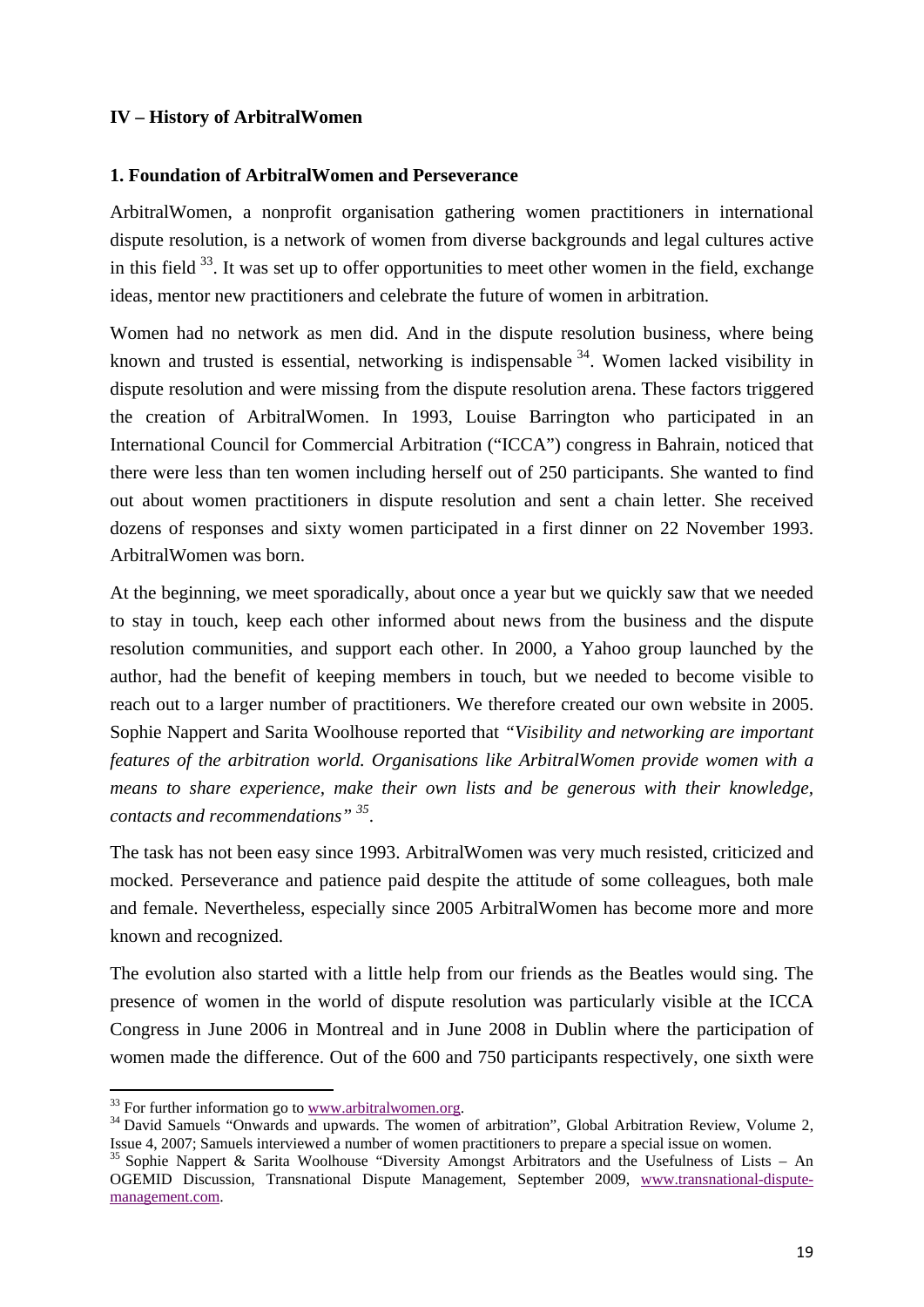**IV – History of ArbitralWomen**

**1. Foundation of ArbitralWomen and Perseverance**

ArbitralWomen, a nonprofit organisation gathering women practitioners in international dispute resolution, is a network of women from diverse backgrounds and legal cultures active in this field [33]. It was set up to offer opportunities to meet other women in the field, exchange ideas, mentor new practitioners and celebrate the future of women in arbitration.

Women had no network as men did. And in the dispute resolution business, where being known and trusted is essential, networking is indispensable [34]. Women lacked visibility in dispute resolution and were missing from the dispute resolution arena. These factors triggered the creation of ArbitralWomen. In 1993, Louise Barrington who participated in an International Council for Commercial Arbitration ("ICCA") congress in Bahrain, noticed that there were less than ten women including herself out of 250 participants. She wanted to find out about women practitioners in dispute resolution and sent a chain letter. She received dozens of responses and sixty women participated in a first dinner on 22 November 1993. ArbitralWomen was born.

At the beginning, we meet sporadically, about once a year but we quickly saw that we needed to stay in touch, keep each other informed about news from the business and the dispute resolution communities, and support each other. In 2000, a Yahoo group launched by the author, had the benefit of keeping members in touch, but we needed to become visible to reach out to a larger number of practitioners. We therefore created our own website in 2005. Sophie Nappert and Sarita Woolhouse reported that *"Visibility and networking are important features of the arbitration world. Organisations like ArbitralWomen provide women with a means to share experience, make their own lists and be generous with their knowledge, contacts and recommendations"* [35].

The task has not been easy since 1993. ArbitralWomen was very much resisted, criticized and mocked. Perseverance and patience paid despite the attitude of some colleagues, both male and female. Nevertheless, especially since 2005 ArbitralWomen has become more and more known and recognized.

The evolution also started with a little help from our friends as the Beatles would sing. The presence of women in the world of dispute resolution was particularly visible at the ICCA Congress in June 2006 in Montreal and in June 2008 in Dublin where the participation of women made the difference. Out of the 600 and 750 participants respectively, one sixth were

---

[33] For further information go to www.arbitralwomen.org.

[34] David Samuels "Onwards and upwards. The women of arbitration", Global Arbitration Review, Volume 2, Issue 4, 2007; Samuels interviewed a number of women practitioners to prepare a special issue on women.

[35] Sophie Nappert & Sarita Woolhouse "Diversity Amongst Arbitrators and the Usefulness of Lists – An OGEMID Discussion, Transnational Dispute Management, September 2009, www.transnational-dispute-management.com.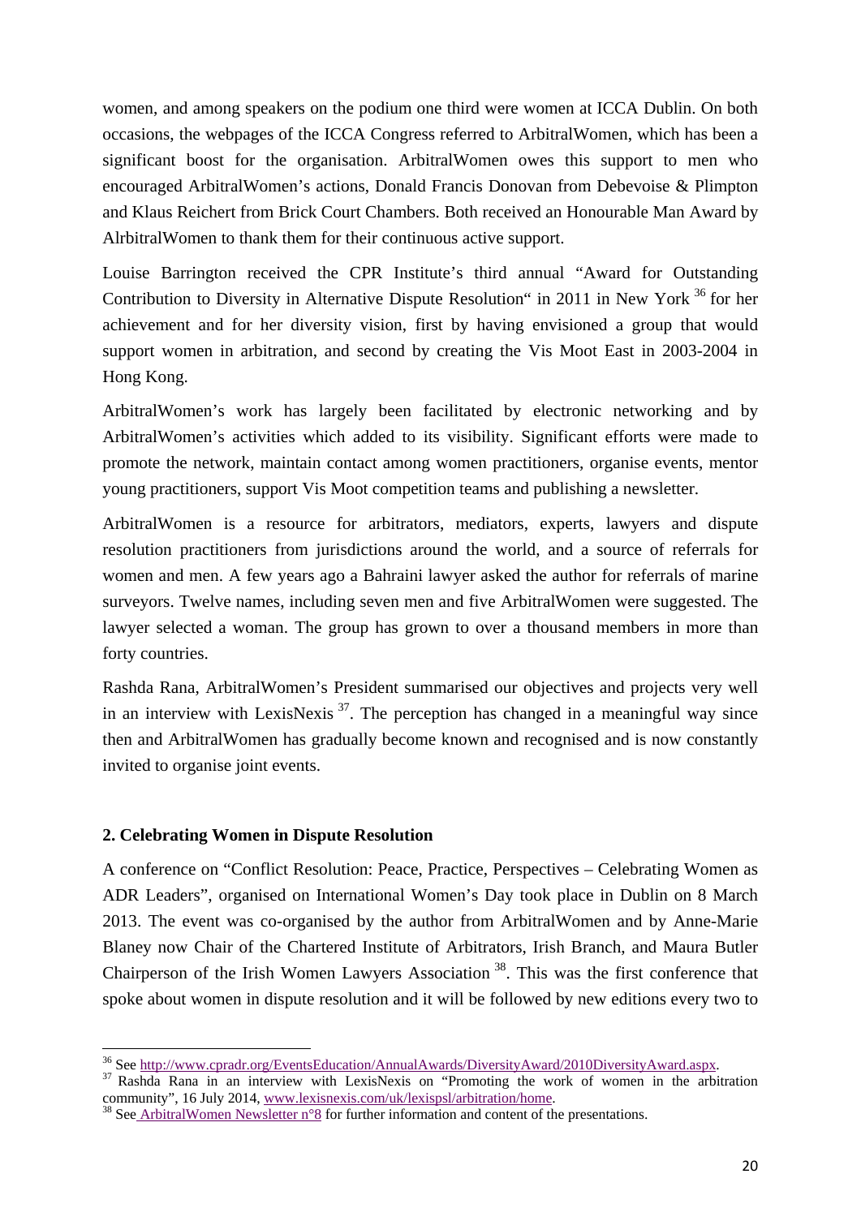women, and among speakers on the podium one third were women at ICCA Dublin. On both occasions, the webpages of the ICCA Congress referred to ArbitralWomen, which has been a significant boost for the organisation. ArbitralWomen owes this support to men who encouraged ArbitralWomen's actions, Donald Francis Donovan from Debevoise & Plimpton and Klaus Reichert from Brick Court Chambers. Both received an Honourable Man Award by AlrbitralWomen to thank them for their continuous active support.

Louise Barrington received the CPR Institute's third annual "Award for Outstanding Contribution to Diversity in Alternative Dispute Resolution" in 2011 in New York [36] for her achievement and for her diversity vision, first by having envisioned a group that would support women in arbitration, and second by creating the Vis Moot East in 2003-2004 in Hong Kong.

ArbitralWomen's work has largely been facilitated by electronic networking and by ArbitralWomen's activities which added to its visibility. Significant efforts were made to promote the network, maintain contact among women practitioners, organise events, mentor young practitioners, support Vis Moot competition teams and publishing a newsletter.

ArbitralWomen is a resource for arbitrators, mediators, experts, lawyers and dispute resolution practitioners from jurisdictions around the world, and a source of referrals for women and men. A few years ago a Bahraini lawyer asked the author for referrals of marine surveyors. Twelve names, including seven men and five ArbitralWomen were suggested. The lawyer selected a woman. The group has grown to over a thousand members in more than forty countries.

Rashda Rana, ArbitralWomen's President summarised our objectives and projects very well in an interview with LexisNexis [37]. The perception has changed in a meaningful way since then and ArbitralWomen has gradually become known and recognised and is now constantly invited to organise joint events.

## 2. Celebrating Women in Dispute Resolution

A conference on "Conflict Resolution: Peace, Practice, Perspectives – Celebrating Women as ADR Leaders", organised on International Women's Day took place in Dublin on 8 March 2013. The event was co-organised by the author from ArbitralWomen and by Anne-Marie Blaney now Chair of the Chartered Institute of Arbitrators, Irish Branch, and Maura Butler Chairperson of the Irish Women Lawyers Association [38]. This was the first conference that spoke about women in dispute resolution and it will be followed by new editions every two to

---

[36] See http://www.cpradr.org/EventsEducation/AnnualAwards/DiversityAward/2010DiversityAward.aspx.

[37] Rashda Rana in an interview with LexisNexis on "Promoting the work of women in the arbitration community", 16 July 2014, www.lexisnexis.com/uk/lexispsl/arbitration/home.

[38] See ArbitralWomen Newsletter n°8 for further information and content of the presentations.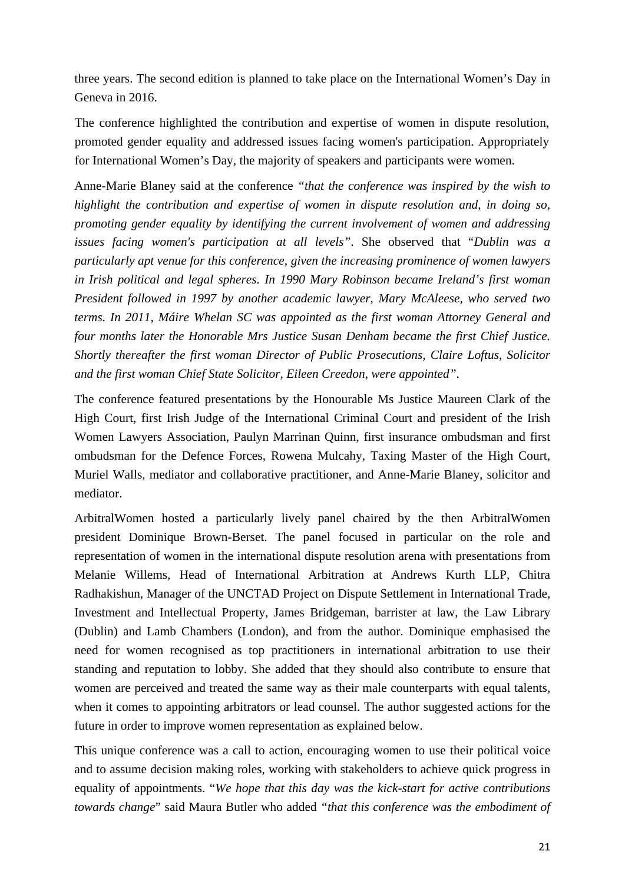three years. The second edition is planned to take place on the International Women's Day in Geneva in 2016.

The conference highlighted the contribution and expertise of women in dispute resolution, promoted gender equality and addressed issues facing women's participation. Appropriately for International Women's Day, the majority of speakers and participants were women.

Anne-Marie Blaney said at the conference *"that the conference was inspired by the wish to highlight the contribution and expertise of women in dispute resolution and, in doing so, promoting gender equality by identifying the current involvement of women and addressing issues facing women's participation at all levels"*. She observed that "*Dublin was a particularly apt venue for this conference, given the increasing prominence of women lawyers in Irish political and legal spheres. In 1990 Mary Robinson became Ireland's first woman President followed in 1997 by another academic lawyer, Mary McAleese, who served two terms. In 2011, Máire Whelan SC was appointed as the first woman Attorney General and four months later the Honorable Mrs Justice Susan Denham became the first Chief Justice. Shortly thereafter the first woman Director of Public Prosecutions, Claire Loftus, Solicitor and the first woman Chief State Solicitor, Eileen Creedon, were appointed"*.

The conference featured presentations by the Honourable Ms Justice Maureen Clark of the High Court, first Irish Judge of the International Criminal Court and president of the Irish Women Lawyers Association, Paulyn Marrinan Quinn, first insurance ombudsman and first ombudsman for the Defence Forces, Rowena Mulcahy, Taxing Master of the High Court, Muriel Walls, mediator and collaborative practitioner, and Anne-Marie Blaney, solicitor and mediator.

ArbitralWomen hosted a particularly lively panel chaired by the then ArbitralWomen president Dominique Brown-Berset. The panel focused in particular on the role and representation of women in the international dispute resolution arena with presentations from Melanie Willems, Head of International Arbitration at Andrews Kurth LLP, Chitra Radhakishun, Manager of the UNCTAD Project on Dispute Settlement in International Trade, Investment and Intellectual Property, James Bridgeman, barrister at law, the Law Library (Dublin) and Lamb Chambers (London), and from the author. Dominique emphasised the need for women recognised as top practitioners in international arbitration to use their standing and reputation to lobby. She added that they should also contribute to ensure that women are perceived and treated the same way as their male counterparts with equal talents, when it comes to appointing arbitrators or lead counsel. The author suggested actions for the future in order to improve women representation as explained below.

This unique conference was a call to action, encouraging women to use their political voice and to assume decision making roles, working with stakeholders to achieve quick progress in equality of appointments. "*We hope that this day was the kick-start for active contributions towards change*" said Maura Butler who added *"that this conference was the embodiment of*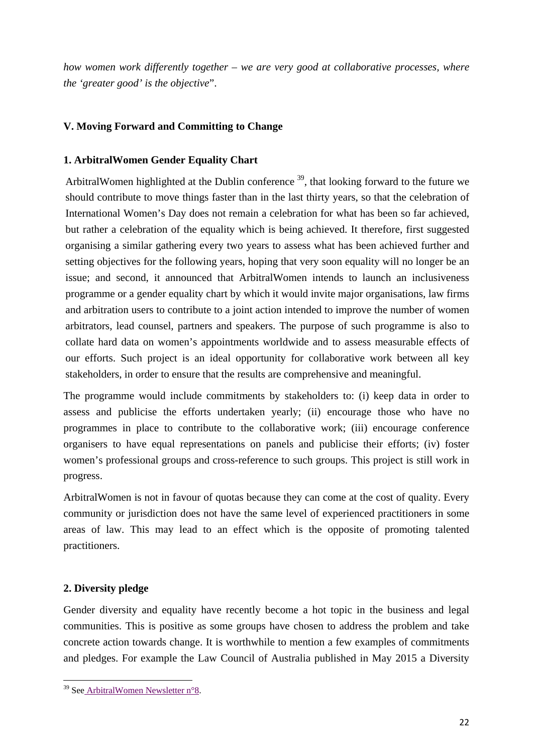*how women work differently together – we are very good at collaborative processes, where the 'greater good' is the objective*".

## V. Moving Forward and Committing to Change

### 1. ArbitralWomen Gender Equality Chart

ArbitralWomen highlighted at the Dublin conference [39], that looking forward to the future we should contribute to move things faster than in the last thirty years, so that the celebration of International Women's Day does not remain a celebration for what has been so far achieved, but rather a celebration of the equality which is being achieved. It therefore, first suggested organising a similar gathering every two years to assess what has been achieved further and setting objectives for the following years, hoping that very soon equality will no longer be an issue; and second, it announced that ArbitralWomen intends to launch an inclusiveness programme or a gender equality chart by which it would invite major organisations, law firms and arbitration users to contribute to a joint action intended to improve the number of women arbitrators, lead counsel, partners and speakers. The purpose of such programme is also to collate hard data on women's appointments worldwide and to assess measurable effects of our efforts. Such project is an ideal opportunity for collaborative work between all key stakeholders, in order to ensure that the results are comprehensive and meaningful.

The programme would include commitments by stakeholders to: (i) keep data in order to assess and publicise the efforts undertaken yearly; (ii) encourage those who have no programmes in place to contribute to the collaborative work; (iii) encourage conference organisers to have equal representations on panels and publicise their efforts; (iv) foster women's professional groups and cross-reference to such groups. This project is still work in progress.

ArbitralWomen is not in favour of quotas because they can come at the cost of quality. Every community or jurisdiction does not have the same level of experienced practitioners in some areas of law. This may lead to an effect which is the opposite of promoting talented practitioners.

### 2. Diversity pledge

Gender diversity and equality have recently become a hot topic in the business and legal communities. This is positive as some groups have chosen to address the problem and take concrete action towards change. It is worthwhile to mention a few examples of commitments and pledges. For example the Law Council of Australia published in May 2015 a Diversity

---

[39] See ArbitralWomen Newsletter n°8.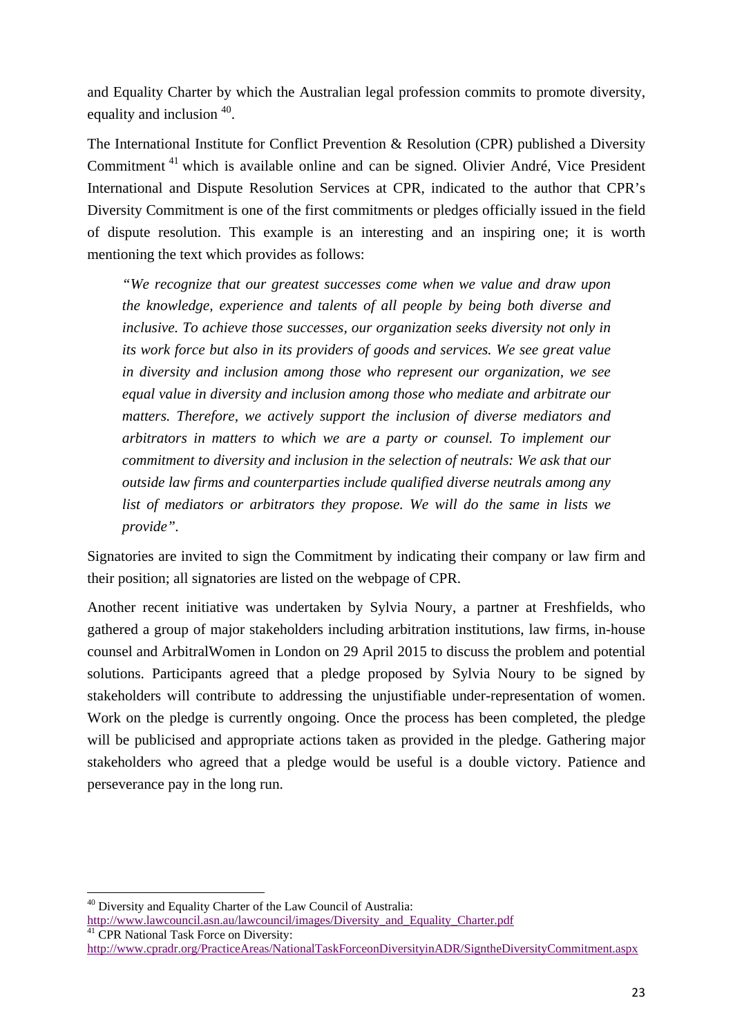and Equality Charter by which the Australian legal profession commits to promote diversity, equality and inclusion [40].

The International Institute for Conflict Prevention & Resolution (CPR) published a Diversity Commitment [41] which is available online and can be signed. Olivier André, Vice President International and Dispute Resolution Services at CPR, indicated to the author that CPR's Diversity Commitment is one of the first commitments or pledges officially issued in the field of dispute resolution. This example is an interesting and an inspiring one; it is worth mentioning the text which provides as follows:

> *"We recognize that our greatest successes come when we value and draw upon the knowledge, experience and talents of all people by being both diverse and inclusive. To achieve those successes, our organization seeks diversity not only in its work force but also in its providers of goods and services. We see great value in diversity and inclusion among those who represent our organization, we see equal value in diversity and inclusion among those who mediate and arbitrate our matters. Therefore, we actively support the inclusion of diverse mediators and arbitrators in matters to which we are a party or counsel. To implement our commitment to diversity and inclusion in the selection of neutrals: We ask that our outside law firms and counterparties include qualified diverse neutrals among any list of mediators or arbitrators they propose. We will do the same in lists we provide".*

Signatories are invited to sign the Commitment by indicating their company or law firm and their position; all signatories are listed on the webpage of CPR.

Another recent initiative was undertaken by Sylvia Noury, a partner at Freshfields, who gathered a group of major stakeholders including arbitration institutions, law firms, in-house counsel and ArbitralWomen in London on 29 April 2015 to discuss the problem and potential solutions. Participants agreed that a pledge proposed by Sylvia Noury to be signed by stakeholders will contribute to addressing the unjustifiable under-representation of women. Work on the pledge is currently ongoing. Once the process has been completed, the pledge will be publicised and appropriate actions taken as provided in the pledge. Gathering major stakeholders who agreed that a pledge would be useful is a double victory. Patience and perseverance pay in the long run.

---

[40] Diversity and Equality Charter of the Law Council of Australia: http://www.lawcouncil.asn.au/lawcouncil/images/Diversity_and_Equality_Charter.pdf

[41] CPR National Task Force on Diversity: http://www.cpradr.org/PracticeAreas/NationalTaskForceonDiversityinADR/SigntheDiversityCommitment.aspx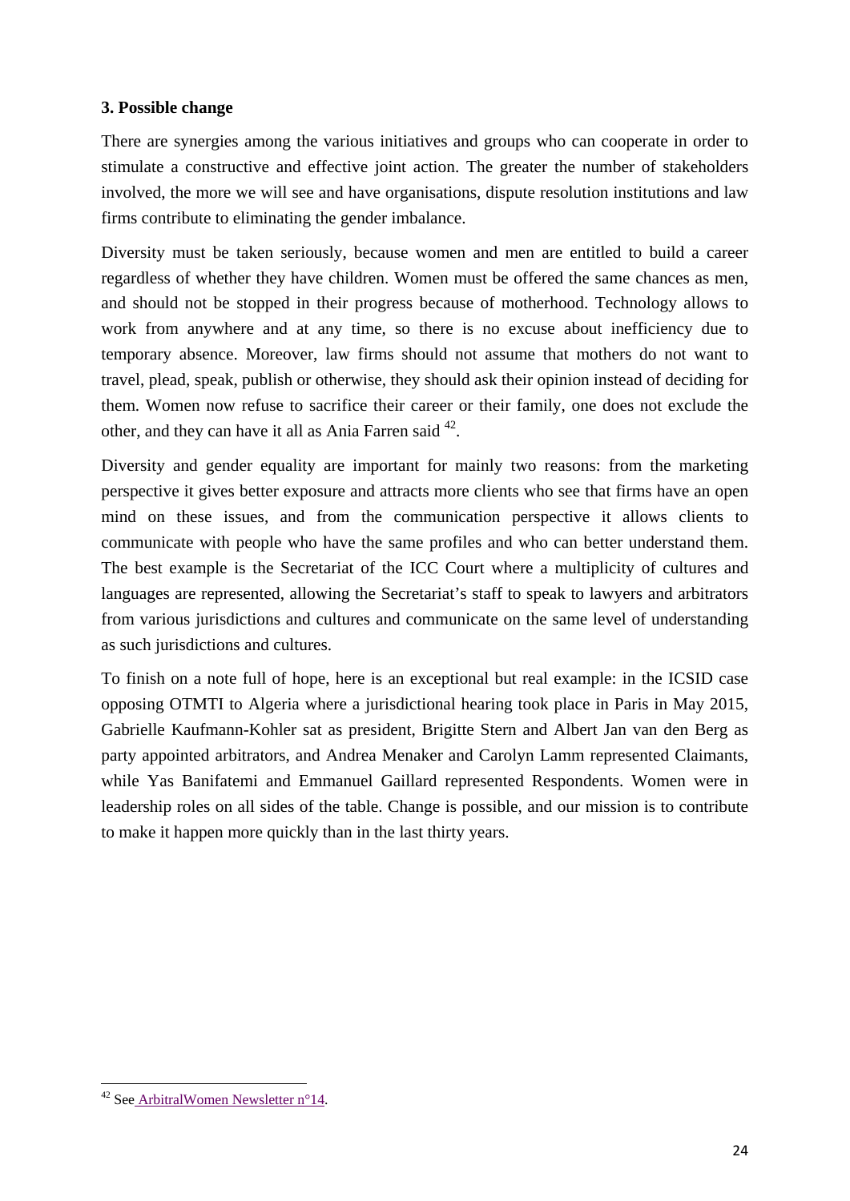### 3. Possible change

There are synergies among the various initiatives and groups who can cooperate in order to stimulate a constructive and effective joint action. The greater the number of stakeholders involved, the more we will see and have organisations, dispute resolution institutions and law firms contribute to eliminating the gender imbalance.

Diversity must be taken seriously, because women and men are entitled to build a career regardless of whether they have children. Women must be offered the same chances as men, and should not be stopped in their progress because of motherhood. Technology allows to work from anywhere and at any time, so there is no excuse about inefficiency due to temporary absence. Moreover, law firms should not assume that mothers do not want to travel, plead, speak, publish or otherwise, they should ask their opinion instead of deciding for them. Women now refuse to sacrifice their career or their family, one does not exclude the other, and they can have it all as Ania Farren said [42].

Diversity and gender equality are important for mainly two reasons: from the marketing perspective it gives better exposure and attracts more clients who see that firms have an open mind on these issues, and from the communication perspective it allows clients to communicate with people who have the same profiles and who can better understand them. The best example is the Secretariat of the ICC Court where a multiplicity of cultures and languages are represented, allowing the Secretariat's staff to speak to lawyers and arbitrators from various jurisdictions and cultures and communicate on the same level of understanding as such jurisdictions and cultures.

To finish on a note full of hope, here is an exceptional but real example: in the ICSID case opposing OTMTI to Algeria where a jurisdictional hearing took place in Paris in May 2015, Gabrielle Kaufmann-Kohler sat as president, Brigitte Stern and Albert Jan van den Berg as party appointed arbitrators, and Andrea Menaker and Carolyn Lamm represented Claimants, while Yas Banifatemi and Emmanuel Gaillard represented Respondents. Women were in leadership roles on all sides of the table. Change is possible, and our mission is to contribute to make it happen more quickly than in the last thirty years.

---

[42] See ArbitralWomen Newsletter n°14.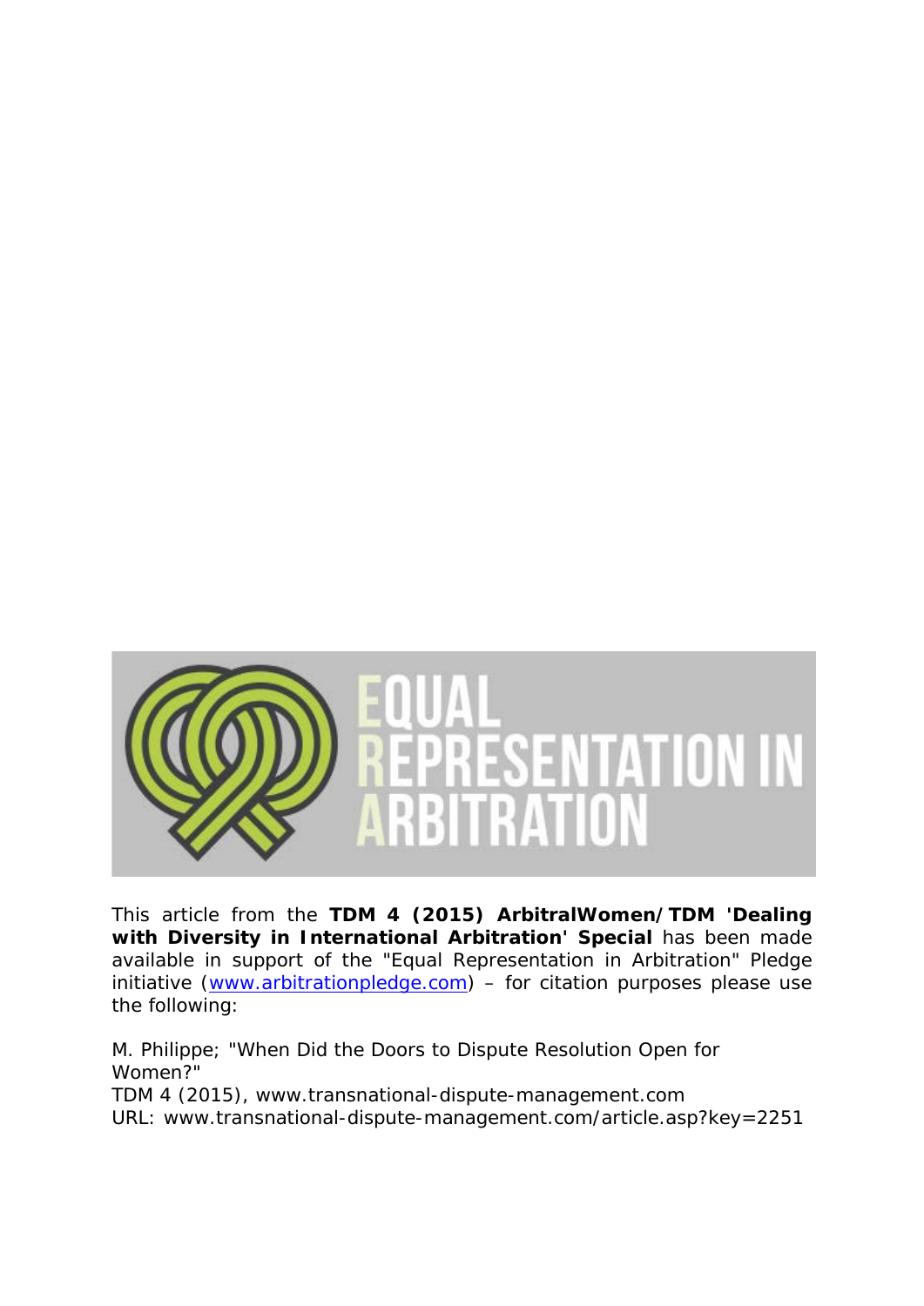This article from the **TDM 4 (2015) ArbitralWomen/TDM 'Dealing with Diversity in International Arbitration' Special** has been made available in support of the "Equal Representation in Arbitration" Pledge initiative (www.arbitrationpledge.com) – for citation purposes please use the following:

M. Philippe; "When Did the Doors to Dispute Resolution Open for Women?"
TDM 4 (2015), www.transnational-dispute-management.com
URL: www.transnational-dispute-management.com/article.asp?key=2251